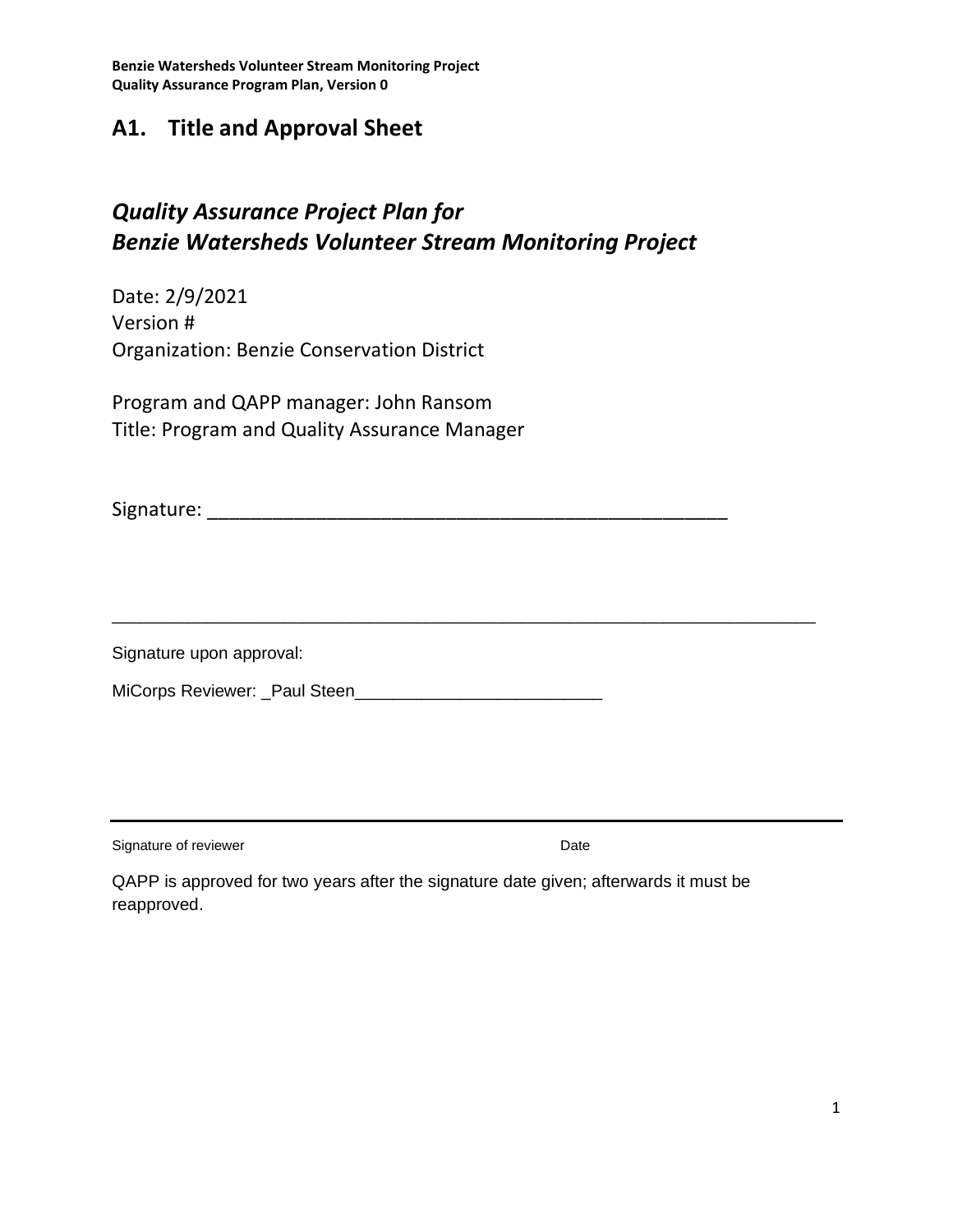## A1. Title and Approval Sheet

### *Quality Assurance Project Plan for*
### *Benzie Watersheds Volunteer Stream Monitoring Project*

Date: 2/9/2021
Version #
Organization: Benzie Conservation District

Program and QAPP manager: John Ransom
Title: Program and Quality Assurance Manager

Signature: ___________________________________________________

---

Signature upon approval:

MiCorps Reviewer: _Paul Steen_________________________

---

Signature of reviewer Date

QAPP is approved for two years after the signature date given; afterwards it must be reapproved.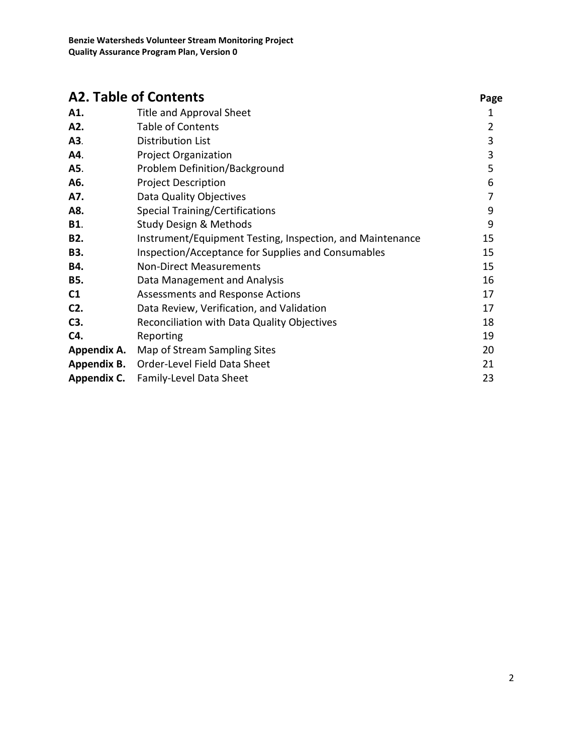## A2. Table of Contents

| | | Page |
|---|---|---|
| **A1.** | Title and Approval Sheet | 1 |
| **A2.** | Table of Contents | 2 |
| **A3**. | Distribution List | 3 |
| **A4**. | Project Organization | 3 |
| **A5**. | Problem Definition/Background | 5 |
| **A6.** | Project Description | 6 |
| **A7.** | Data Quality Objectives | 7 |
| **A8.** | Special Training/Certifications | 9 |
| **B1**. | Study Design & Methods | 9 |
| **B2.** | Instrument/Equipment Testing, Inspection, and Maintenance | 15 |
| **B3.** | Inspection/Acceptance for Supplies and Consumables | 15 |
| **B4.** | Non-Direct Measurements | 15 |
| **B5.** | Data Management and Analysis | 16 |
| **C1** | Assessments and Response Actions | 17 |
| **C2.** | Data Review, Verification, and Validation | 17 |
| **C3.** | Reconciliation with Data Quality Objectives | 18 |
| **C4.** | Reporting | 19 |
| **Appendix A.** | Map of Stream Sampling Sites | 20 |
| **Appendix B.** | Order-Level Field Data Sheet | 21 |
| **Appendix C.** | Family-Level Data Sheet | 23 |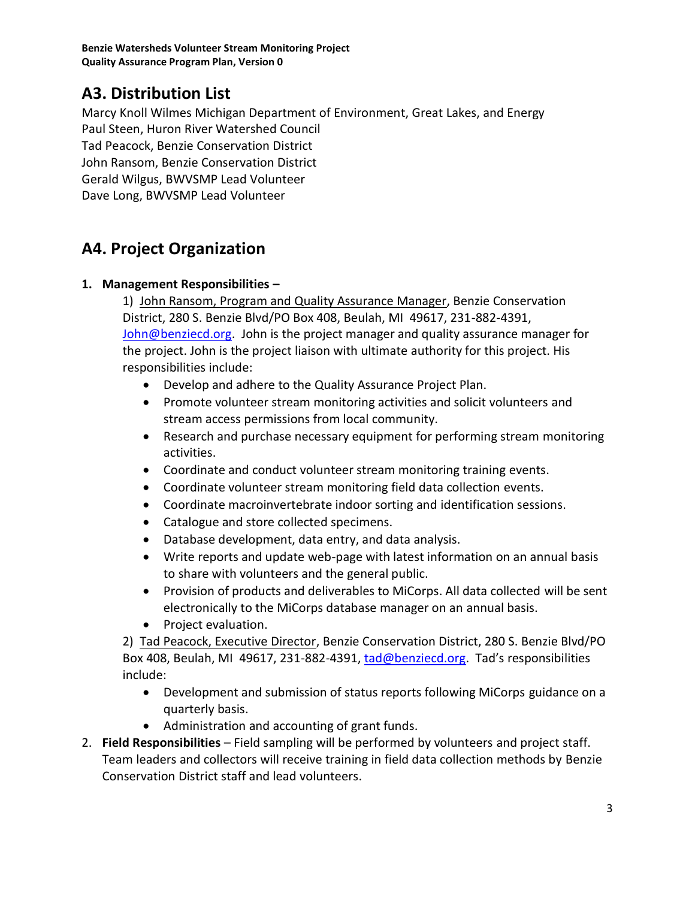## A3. Distribution List

Marcy Knoll Wilmes Michigan Department of Environment, Great Lakes, and Energy
Paul Steen, Huron River Watershed Council
Tad Peacock, Benzie Conservation District
John Ransom, Benzie Conservation District
Gerald Wilgus, BWVSMP Lead Volunteer
Dave Long, BWVSMP Lead Volunteer

## A4. Project Organization

1. **Management Responsibilities –**

   1) John Ransom, Program and Quality Assurance Manager, Benzie Conservation District, 280 S. Benzie Blvd/PO Box 408, Beulah, MI 49617, 231-882-4391, John@benziecd.org. John is the project manager and quality assurance manager for the project. John is the project liaison with ultimate authority for this project. His responsibilities include:

   - Develop and adhere to the Quality Assurance Project Plan.
   - Promote volunteer stream monitoring activities and solicit volunteers and stream access permissions from local community.
   - Research and purchase necessary equipment for performing stream monitoring activities.
   - Coordinate and conduct volunteer stream monitoring training events.
   - Coordinate volunteer stream monitoring field data collection events.
   - Coordinate macroinvertebrate indoor sorting and identification sessions.
   - Catalogue and store collected specimens.
   - Database development, data entry, and data analysis.
   - Write reports and update web-page with latest information on an annual basis to share with volunteers and the general public.
   - Provision of products and deliverables to MiCorps. All data collected will be sent electronically to the MiCorps database manager on an annual basis.
   - Project evaluation.

   2) Tad Peacock, Executive Director, Benzie Conservation District, 280 S. Benzie Blvd/PO Box 408, Beulah, MI 49617, 231-882-4391, tad@benziecd.org. Tad's responsibilities include:

   - Development and submission of status reports following MiCorps guidance on a quarterly basis.
   - Administration and accounting of grant funds.

2. **Field Responsibilities** – Field sampling will be performed by volunteers and project staff. Team leaders and collectors will receive training in field data collection methods by Benzie Conservation District staff and lead volunteers.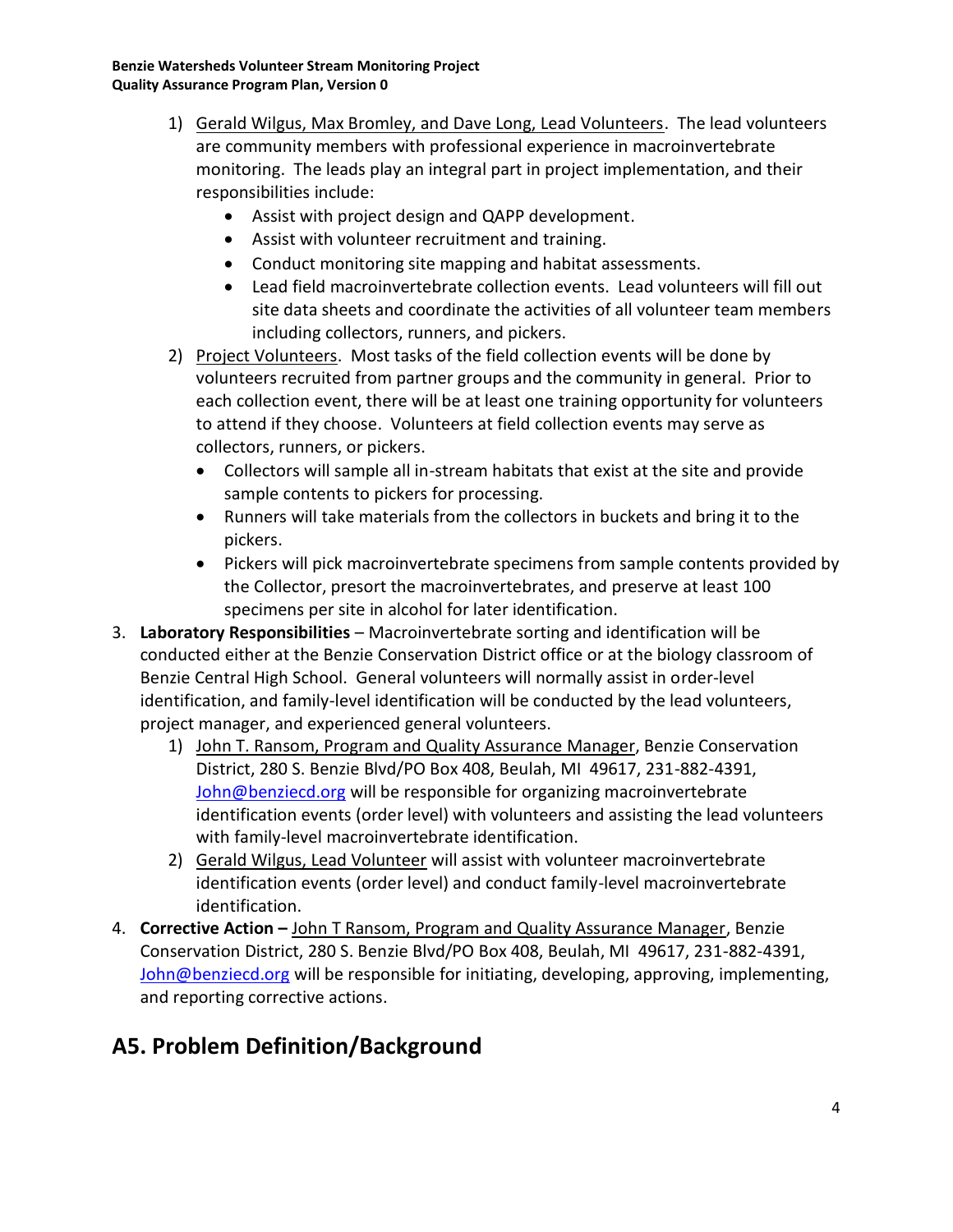1) Gerald Wilgus, Max Bromley, and Dave Long, Lead Volunteers. The lead volunteers are community members with professional experience in macroinvertebrate monitoring. The leads play an integral part in project implementation, and their responsibilities include:
    - Assist with project design and QAPP development.
    - Assist with volunteer recruitment and training.
    - Conduct monitoring site mapping and habitat assessments.
    - Lead field macroinvertebrate collection events. Lead volunteers will fill out site data sheets and coordinate the activities of all volunteer team members including collectors, runners, and pickers.
2) Project Volunteers. Most tasks of the field collection events will be done by volunteers recruited from partner groups and the community in general. Prior to each collection event, there will be at least one training opportunity for volunteers to attend if they choose. Volunteers at field collection events may serve as collectors, runners, or pickers.
    - Collectors will sample all in-stream habitats that exist at the site and provide sample contents to pickers for processing.
    - Runners will take materials from the collectors in buckets and bring it to the pickers.
    - Pickers will pick macroinvertebrate specimens from sample contents provided by the Collector, presort the macroinvertebrates, and preserve at least 100 specimens per site in alcohol for later identification.

3. **Laboratory Responsibilities** – Macroinvertebrate sorting and identification will be conducted either at the Benzie Conservation District office or at the biology classroom of Benzie Central High School. General volunteers will normally assist in order-level identification, and family-level identification will be conducted by the lead volunteers, project manager, and experienced general volunteers.
    1) John T. Ransom, Program and Quality Assurance Manager, Benzie Conservation District, 280 S. Benzie Blvd/PO Box 408, Beulah, MI 49617, 231-882-4391, John@benziecd.org will be responsible for organizing macroinvertebrate identification events (order level) with volunteers and assisting the lead volunteers with family-level macroinvertebrate identification.
    2) Gerald Wilgus, Lead Volunteer will assist with volunteer macroinvertebrate identification events (order level) and conduct family-level macroinvertebrate identification.
4. **Corrective Action –** John T Ransom, Program and Quality Assurance Manager, Benzie Conservation District, 280 S. Benzie Blvd/PO Box 408, Beulah, MI 49617, 231-882-4391, John@benziecd.org will be responsible for initiating, developing, approving, implementing, and reporting corrective actions.

## A5. Problem Definition/Background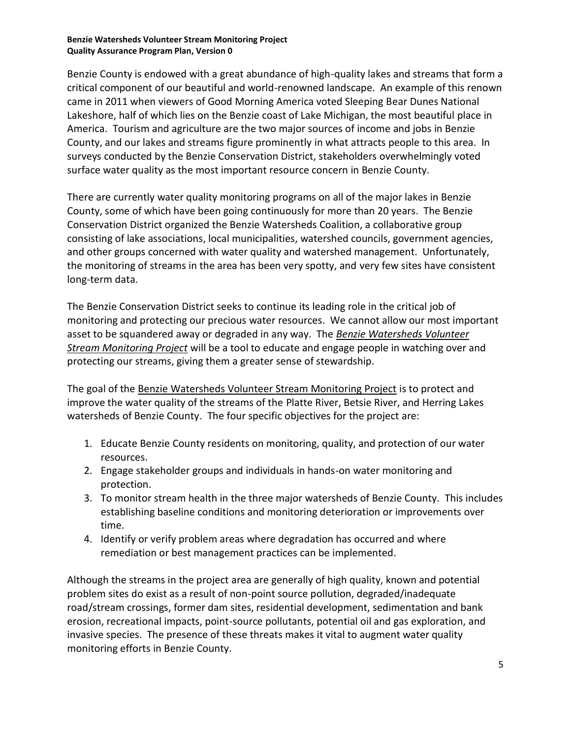Benzie County is endowed with a great abundance of high-quality lakes and streams that form a critical component of our beautiful and world-renowned landscape. An example of this renown came in 2011 when viewers of Good Morning America voted Sleeping Bear Dunes National Lakeshore, half of which lies on the Benzie coast of Lake Michigan, the most beautiful place in America. Tourism and agriculture are the two major sources of income and jobs in Benzie County, and our lakes and streams figure prominently in what attracts people to this area. In surveys conducted by the Benzie Conservation District, stakeholders overwhelmingly voted surface water quality as the most important resource concern in Benzie County.

There are currently water quality monitoring programs on all of the major lakes in Benzie County, some of which have been going continuously for more than 20 years. The Benzie Conservation District organized the Benzie Watersheds Coalition, a collaborative group consisting of lake associations, local municipalities, watershed councils, government agencies, and other groups concerned with water quality and watershed management. Unfortunately, the monitoring of streams in the area has been very spotty, and very few sites have consistent long-term data.

The Benzie Conservation District seeks to continue its leading role in the critical job of monitoring and protecting our precious water resources. We cannot allow our most important asset to be squandered away or degraded in any way. The ***Benzie Watersheds Volunteer Stream Monitoring Project*** will be a tool to educate and engage people in watching over and protecting our streams, giving them a greater sense of stewardship.

The goal of the Benzie Watersheds Volunteer Stream Monitoring Project is to protect and improve the water quality of the streams of the Platte River, Betsie River, and Herring Lakes watersheds of Benzie County. The four specific objectives for the project are:

1. Educate Benzie County residents on monitoring, quality, and protection of our water resources.
2. Engage stakeholder groups and individuals in hands-on water monitoring and protection.
3. To monitor stream health in the three major watersheds of Benzie County. This includes establishing baseline conditions and monitoring deterioration or improvements over time.
4. Identify or verify problem areas where degradation has occurred and where remediation or best management practices can be implemented.

Although the streams in the project area are generally of high quality, known and potential problem sites do exist as a result of non-point source pollution, degraded/inadequate road/stream crossings, former dam sites, residential development, sedimentation and bank erosion, recreational impacts, point-source pollutants, potential oil and gas exploration, and invasive species. The presence of these threats makes it vital to augment water quality monitoring efforts in Benzie County.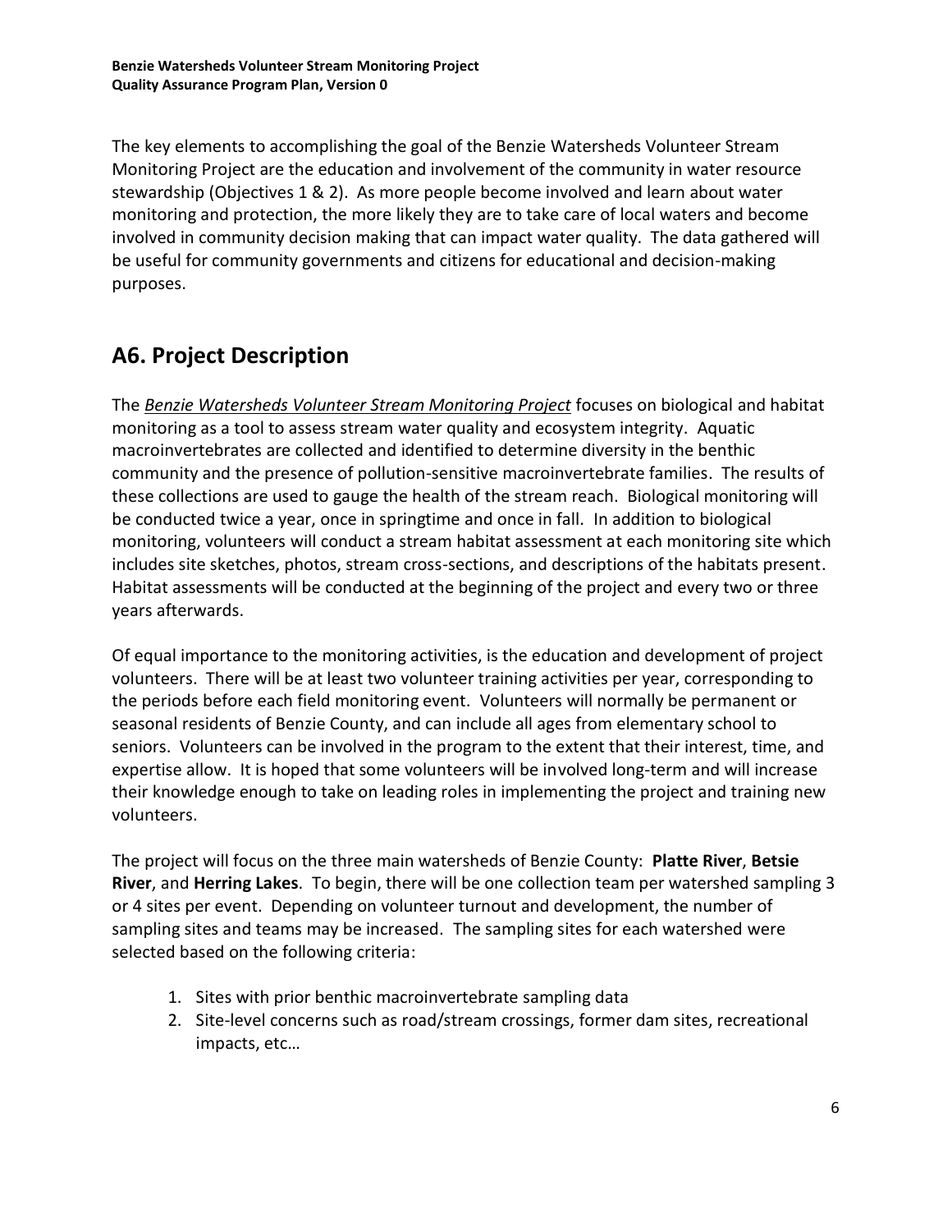The key elements to accomplishing the goal of the Benzie Watersheds Volunteer Stream Monitoring Project are the education and involvement of the community in water resource stewardship (Objectives 1 & 2). As more people become involved and learn about water monitoring and protection, the more likely they are to take care of local waters and become involved in community decision making that can impact water quality. The data gathered will be useful for community governments and citizens for educational and decision-making purposes.

## A6. Project Description

The ***Benzie Watersheds Volunteer Stream Monitoring Project*** focuses on biological and habitat monitoring as a tool to assess stream water quality and ecosystem integrity. Aquatic macroinvertebrates are collected and identified to determine diversity in the benthic community and the presence of pollution-sensitive macroinvertebrate families. The results of these collections are used to gauge the health of the stream reach. Biological monitoring will be conducted twice a year, once in springtime and once in fall. In addition to biological monitoring, volunteers will conduct a stream habitat assessment at each monitoring site which includes site sketches, photos, stream cross-sections, and descriptions of the habitats present. Habitat assessments will be conducted at the beginning of the project and every two or three years afterwards.

Of equal importance to the monitoring activities, is the education and development of project volunteers. There will be at least two volunteer training activities per year, corresponding to the periods before each field monitoring event. Volunteers will normally be permanent or seasonal residents of Benzie County, and can include all ages from elementary school to seniors. Volunteers can be involved in the program to the extent that their interest, time, and expertise allow. It is hoped that some volunteers will be involved long-term and will increase their knowledge enough to take on leading roles in implementing the project and training new volunteers.

The project will focus on the three main watersheds of Benzie County: **Platte River**, **Betsie River**, and **Herring Lakes**. To begin, there will be one collection team per watershed sampling 3 or 4 sites per event. Depending on volunteer turnout and development, the number of sampling sites and teams may be increased. The sampling sites for each watershed were selected based on the following criteria:

1. Sites with prior benthic macroinvertebrate sampling data
2. Site-level concerns such as road/stream crossings, former dam sites, recreational impacts, etc…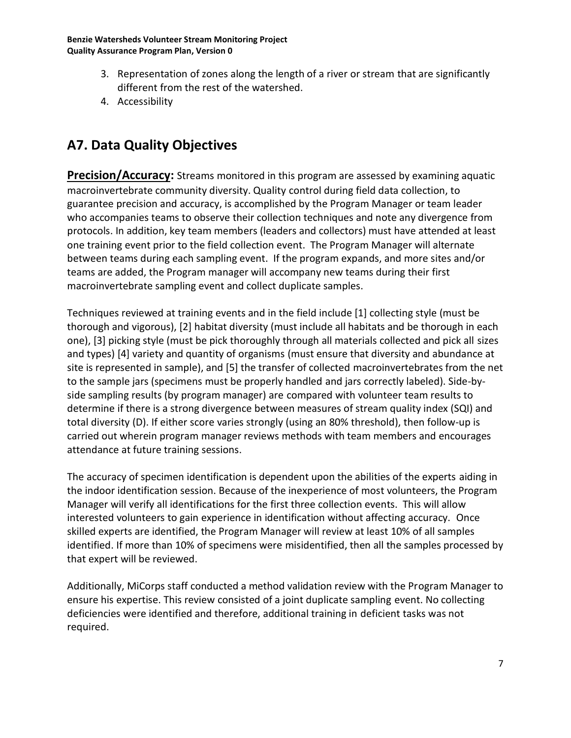3. Representation of zones along the length of a river or stream that are significantly different from the rest of the watershed.
4. Accessibility

## A7. Data Quality Objectives

**Precision/Accuracy:** Streams monitored in this program are assessed by examining aquatic macroinvertebrate community diversity. Quality control during field data collection, to guarantee precision and accuracy, is accomplished by the Program Manager or team leader who accompanies teams to observe their collection techniques and note any divergence from protocols. In addition, key team members (leaders and collectors) must have attended at least one training event prior to the field collection event. The Program Manager will alternate between teams during each sampling event. If the program expands, and more sites and/or teams are added, the Program manager will accompany new teams during their first macroinvertebrate sampling event and collect duplicate samples.

Techniques reviewed at training events and in the field include [1] collecting style (must be thorough and vigorous), [2] habitat diversity (must include all habitats and be thorough in each one), [3] picking style (must be pick thoroughly through all materials collected and pick all sizes and types) [4] variety and quantity of organisms (must ensure that diversity and abundance at site is represented in sample), and [5] the transfer of collected macroinvertebrates from the net to the sample jars (specimens must be properly handled and jars correctly labeled). Side-by-side sampling results (by program manager) are compared with volunteer team results to determine if there is a strong divergence between measures of stream quality index (SQI) and total diversity (D). If either score varies strongly (using an 80% threshold), then follow-up is carried out wherein program manager reviews methods with team members and encourages attendance at future training sessions.

The accuracy of specimen identification is dependent upon the abilities of the experts aiding in the indoor identification session. Because of the inexperience of most volunteers, the Program Manager will verify all identifications for the first three collection events. This will allow interested volunteers to gain experience in identification without affecting accuracy. Once skilled experts are identified, the Program Manager will review at least 10% of all samples identified. If more than 10% of specimens were misidentified, then all the samples processed by that expert will be reviewed.

Additionally, MiCorps staff conducted a method validation review with the Program Manager to ensure his expertise. This review consisted of a joint duplicate sampling event. No collecting deficiencies were identified and therefore, additional training in deficient tasks was not required.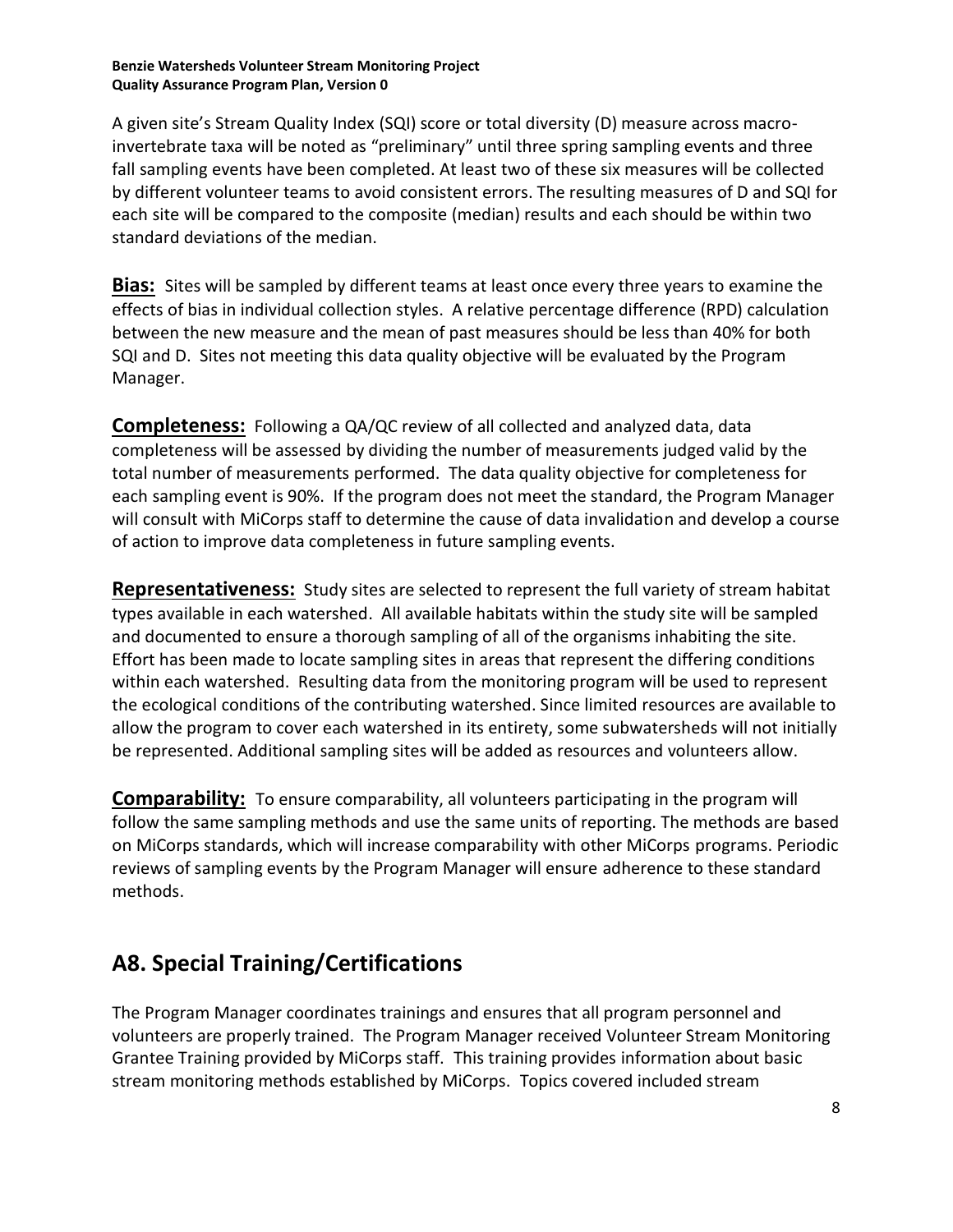A given site's Stream Quality Index (SQI) score or total diversity (D) measure across macro-invertebrate taxa will be noted as "preliminary" until three spring sampling events and three fall sampling events have been completed. At least two of these six measures will be collected by different volunteer teams to avoid consistent errors. The resulting measures of D and SQI for each site will be compared to the composite (median) results and each should be within two standard deviations of the median.

**Bias:** Sites will be sampled by different teams at least once every three years to examine the effects of bias in individual collection styles. A relative percentage difference (RPD) calculation between the new measure and the mean of past measures should be less than 40% for both SQI and D. Sites not meeting this data quality objective will be evaluated by the Program Manager.

**Completeness:** Following a QA/QC review of all collected and analyzed data, data completeness will be assessed by dividing the number of measurements judged valid by the total number of measurements performed. The data quality objective for completeness for each sampling event is 90%. If the program does not meet the standard, the Program Manager will consult with MiCorps staff to determine the cause of data invalidation and develop a course of action to improve data completeness in future sampling events.

**Representativeness:** Study sites are selected to represent the full variety of stream habitat types available in each watershed. All available habitats within the study site will be sampled and documented to ensure a thorough sampling of all of the organisms inhabiting the site. Effort has been made to locate sampling sites in areas that represent the differing conditions within each watershed. Resulting data from the monitoring program will be used to represent the ecological conditions of the contributing watershed. Since limited resources are available to allow the program to cover each watershed in its entirety, some subwatersheds will not initially be represented. Additional sampling sites will be added as resources and volunteers allow.

**Comparability:** To ensure comparability, all volunteers participating in the program will follow the same sampling methods and use the same units of reporting. The methods are based on MiCorps standards, which will increase comparability with other MiCorps programs. Periodic reviews of sampling events by the Program Manager will ensure adherence to these standard methods.

## A8. Special Training/Certifications

The Program Manager coordinates trainings and ensures that all program personnel and volunteers are properly trained. The Program Manager received Volunteer Stream Monitoring Grantee Training provided by MiCorps staff. This training provides information about basic stream monitoring methods established by MiCorps. Topics covered included stream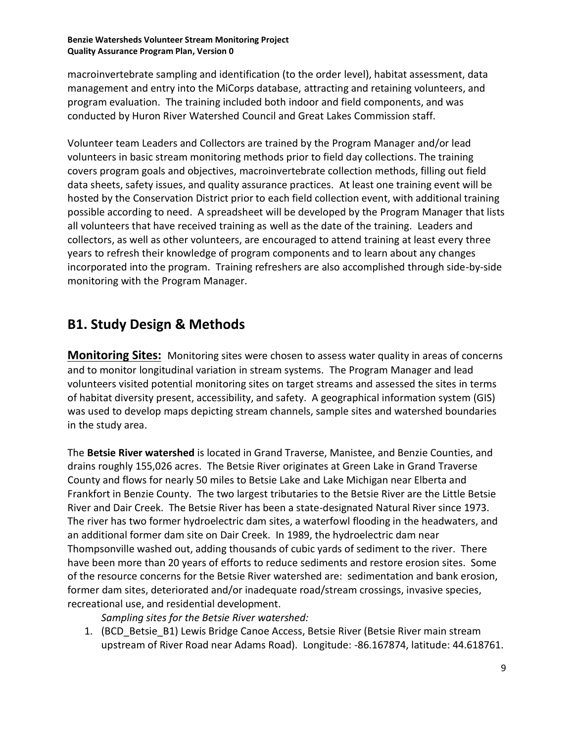macroinvertebrate sampling and identification (to the order level), habitat assessment, data management and entry into the MiCorps database, attracting and retaining volunteers, and program evaluation. The training included both indoor and field components, and was conducted by Huron River Watershed Council and Great Lakes Commission staff.

Volunteer team Leaders and Collectors are trained by the Program Manager and/or lead volunteers in basic stream monitoring methods prior to field day collections. The training covers program goals and objectives, macroinvertebrate collection methods, filling out field data sheets, safety issues, and quality assurance practices. At least one training event will be hosted by the Conservation District prior to each field collection event, with additional training possible according to need. A spreadsheet will be developed by the Program Manager that lists all volunteers that have received training as well as the date of the training. Leaders and collectors, as well as other volunteers, are encouraged to attend training at least every three years to refresh their knowledge of program components and to learn about any changes incorporated into the program. Training refreshers are also accomplished through side-by-side monitoring with the Program Manager.

## B1. Study Design & Methods

**Monitoring Sites:** Monitoring sites were chosen to assess water quality in areas of concerns and to monitor longitudinal variation in stream systems. The Program Manager and lead volunteers visited potential monitoring sites on target streams and assessed the sites in terms of habitat diversity present, accessibility, and safety. A geographical information system (GIS) was used to develop maps depicting stream channels, sample sites and watershed boundaries in the study area.

The **Betsie River watershed** is located in Grand Traverse, Manistee, and Benzie Counties, and drains roughly 155,026 acres. The Betsie River originates at Green Lake in Grand Traverse County and flows for nearly 50 miles to Betsie Lake and Lake Michigan near Elberta and Frankfort in Benzie County. The two largest tributaries to the Betsie River are the Little Betsie River and Dair Creek. The Betsie River has been a state-designated Natural River since 1973. The river has two former hydroelectric dam sites, a waterfowl flooding in the headwaters, and an additional former dam site on Dair Creek. In 1989, the hydroelectric dam near Thompsonville washed out, adding thousands of cubic yards of sediment to the river. There have been more than 20 years of efforts to reduce sediments and restore erosion sites. Some of the resource concerns for the Betsie River watershed are: sedimentation and bank erosion, former dam sites, deteriorated and/or inadequate road/stream crossings, invasive species, recreational use, and residential development.

*Sampling sites for the Betsie River watershed:*

1. (BCD_Betsie_B1) Lewis Bridge Canoe Access, Betsie River (Betsie River main stream upstream of River Road near Adams Road). Longitude: -86.167874, latitude: 44.618761.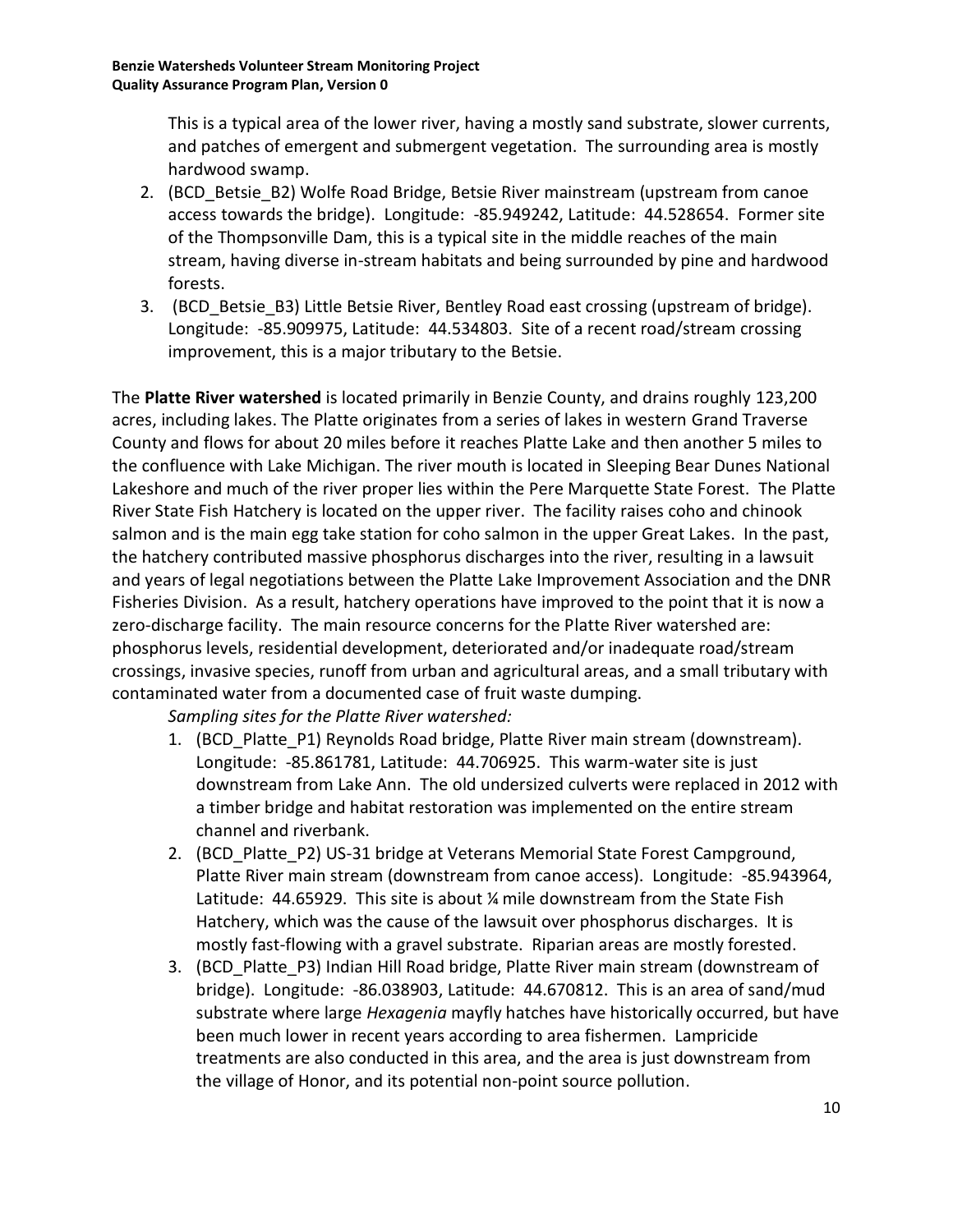This is a typical area of the lower river, having a mostly sand substrate, slower currents, and patches of emergent and submergent vegetation. The surrounding area is mostly hardwood swamp.

2. (BCD_Betsie_B2) Wolfe Road Bridge, Betsie River mainstream (upstream from canoe access towards the bridge). Longitude: -85.949242, Latitude: 44.528654. Former site of the Thompsonville Dam, this is a typical site in the middle reaches of the main stream, having diverse in-stream habitats and being surrounded by pine and hardwood forests.
3. (BCD_Betsie_B3) Little Betsie River, Bentley Road east crossing (upstream of bridge). Longitude: -85.909975, Latitude: 44.534803. Site of a recent road/stream crossing improvement, this is a major tributary to the Betsie.

The **Platte River watershed** is located primarily in Benzie County, and drains roughly 123,200 acres, including lakes. The Platte originates from a series of lakes in western Grand Traverse County and flows for about 20 miles before it reaches Platte Lake and then another 5 miles to the confluence with Lake Michigan. The river mouth is located in Sleeping Bear Dunes National Lakeshore and much of the river proper lies within the Pere Marquette State Forest. The Platte River State Fish Hatchery is located on the upper river. The facility raises coho and chinook salmon and is the main egg take station for coho salmon in the upper Great Lakes. In the past, the hatchery contributed massive phosphorus discharges into the river, resulting in a lawsuit and years of legal negotiations between the Platte Lake Improvement Association and the DNR Fisheries Division. As a result, hatchery operations have improved to the point that it is now a zero-discharge facility. The main resource concerns for the Platte River watershed are: phosphorus levels, residential development, deteriorated and/or inadequate road/stream crossings, invasive species, runoff from urban and agricultural areas, and a small tributary with contaminated water from a documented case of fruit waste dumping.

*Sampling sites for the Platte River watershed:*

1. (BCD_Platte_P1) Reynolds Road bridge, Platte River main stream (downstream). Longitude: -85.861781, Latitude: 44.706925. This warm-water site is just downstream from Lake Ann. The old undersized culverts were replaced in 2012 with a timber bridge and habitat restoration was implemented on the entire stream channel and riverbank.
2. (BCD_Platte_P2) US-31 bridge at Veterans Memorial State Forest Campground, Platte River main stream (downstream from canoe access). Longitude: -85.943964, Latitude: 44.65929. This site is about ¼ mile downstream from the State Fish Hatchery, which was the cause of the lawsuit over phosphorus discharges. It is mostly fast-flowing with a gravel substrate. Riparian areas are mostly forested.
3. (BCD_Platte_P3) Indian Hill Road bridge, Platte River main stream (downstream of bridge). Longitude: -86.038903, Latitude: 44.670812. This is an area of sand/mud substrate where large *Hexagenia* mayfly hatches have historically occurred, but have been much lower in recent years according to area fishermen. Lampricide treatments are also conducted in this area, and the area is just downstream from the village of Honor, and its potential non-point source pollution.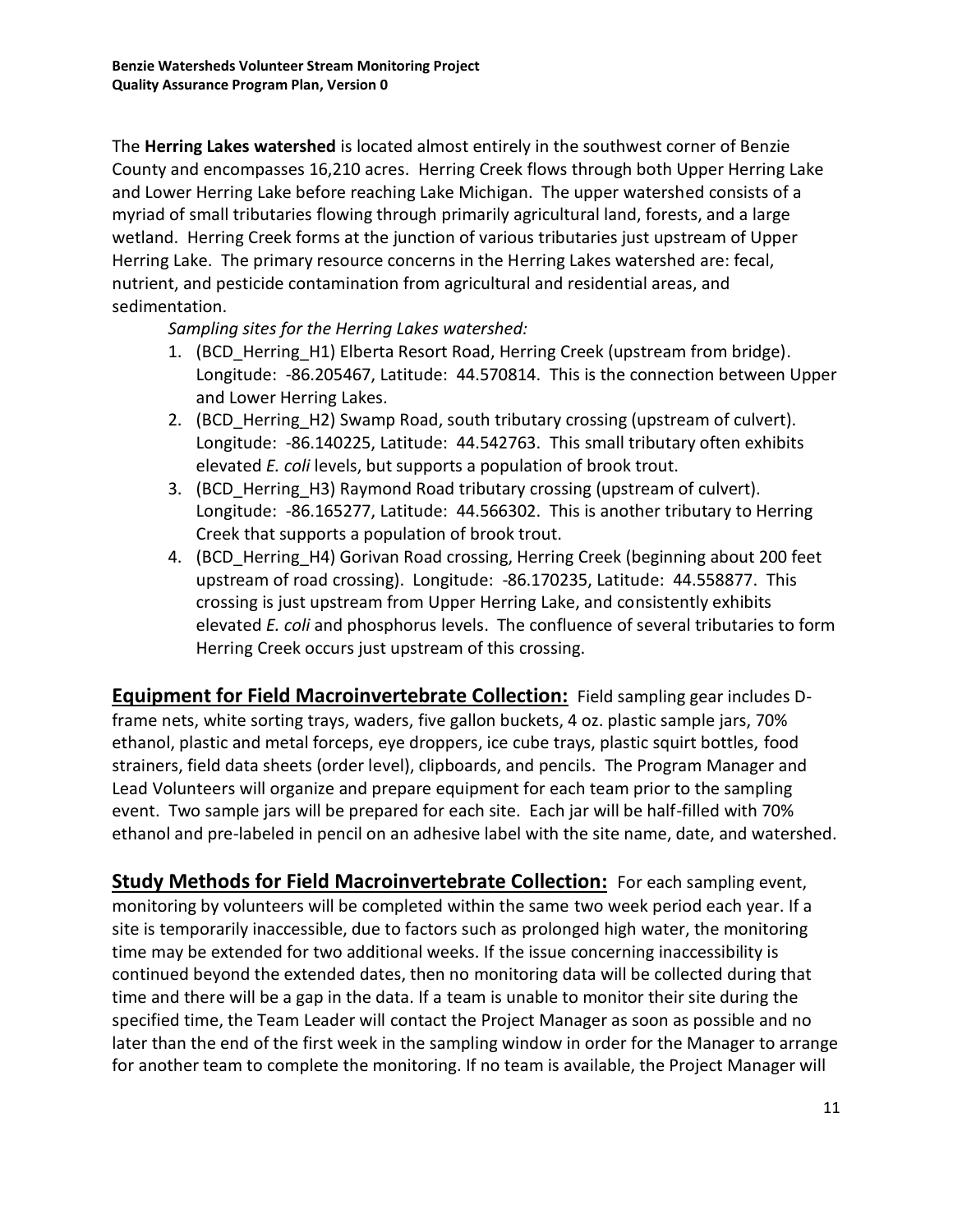The **Herring Lakes watershed** is located almost entirely in the southwest corner of Benzie County and encompasses 16,210 acres. Herring Creek flows through both Upper Herring Lake and Lower Herring Lake before reaching Lake Michigan. The upper watershed consists of a myriad of small tributaries flowing through primarily agricultural land, forests, and a large wetland. Herring Creek forms at the junction of various tributaries just upstream of Upper Herring Lake. The primary resource concerns in the Herring Lakes watershed are: fecal, nutrient, and pesticide contamination from agricultural and residential areas, and sedimentation.

*Sampling sites for the Herring Lakes watershed:*

1. (BCD_Herring_H1) Elberta Resort Road, Herring Creek (upstream from bridge). Longitude: -86.205467, Latitude: 44.570814. This is the connection between Upper and Lower Herring Lakes.
2. (BCD_Herring_H2) Swamp Road, south tributary crossing (upstream of culvert). Longitude: -86.140225, Latitude: 44.542763. This small tributary often exhibits elevated *E. coli* levels, but supports a population of brook trout.
3. (BCD_Herring_H3) Raymond Road tributary crossing (upstream of culvert). Longitude: -86.165277, Latitude: 44.566302. This is another tributary to Herring Creek that supports a population of brook trout.
4. (BCD_Herring_H4) Gorivan Road crossing, Herring Creek (beginning about 200 feet upstream of road crossing). Longitude: -86.170235, Latitude: 44.558877. This crossing is just upstream from Upper Herring Lake, and consistently exhibits elevated *E. coli* and phosphorus levels. The confluence of several tributaries to form Herring Creek occurs just upstream of this crossing.

**Equipment for Field Macroinvertebrate Collection:** Field sampling gear includes D-frame nets, white sorting trays, waders, five gallon buckets, 4 oz. plastic sample jars, 70% ethanol, plastic and metal forceps, eye droppers, ice cube trays, plastic squirt bottles, food strainers, field data sheets (order level), clipboards, and pencils. The Program Manager and Lead Volunteers will organize and prepare equipment for each team prior to the sampling event. Two sample jars will be prepared for each site. Each jar will be half-filled with 70% ethanol and pre-labeled in pencil on an adhesive label with the site name, date, and watershed.

**Study Methods for Field Macroinvertebrate Collection:** For each sampling event, monitoring by volunteers will be completed within the same two week period each year. If a site is temporarily inaccessible, due to factors such as prolonged high water, the monitoring time may be extended for two additional weeks. If the issue concerning inaccessibility is continued beyond the extended dates, then no monitoring data will be collected during that time and there will be a gap in the data. If a team is unable to monitor their site during the specified time, the Team Leader will contact the Project Manager as soon as possible and no later than the end of the first week in the sampling window in order for the Manager to arrange for another team to complete the monitoring. If no team is available, the Project Manager will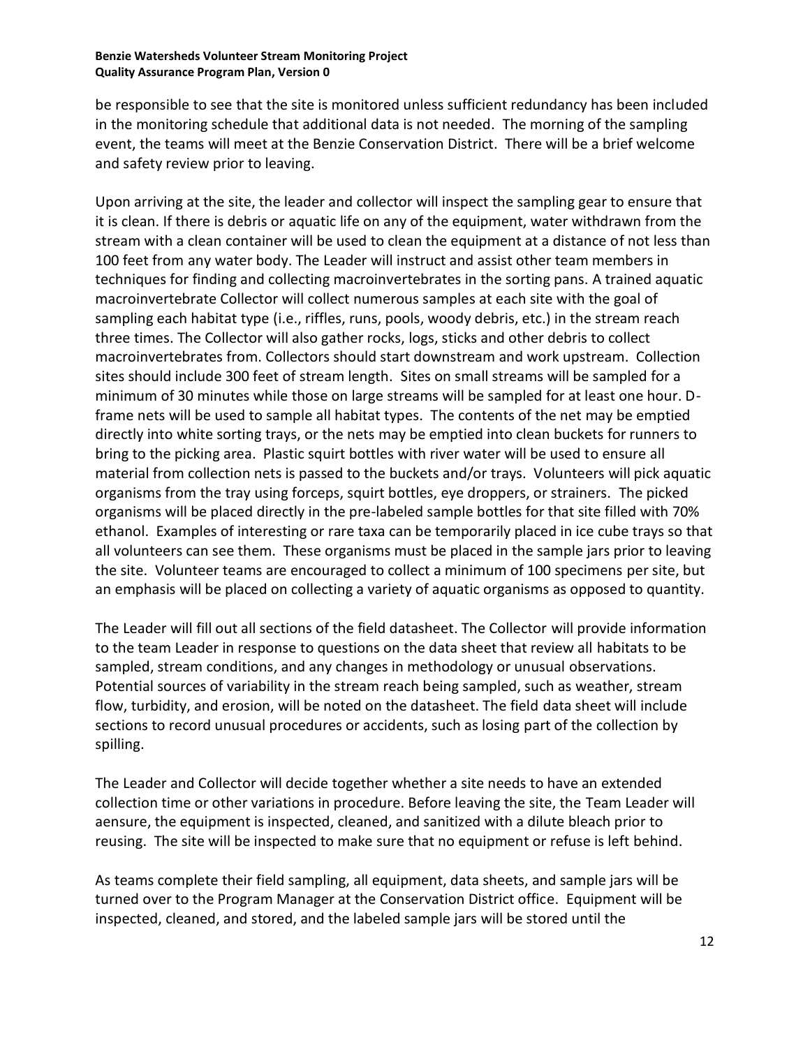be responsible to see that the site is monitored unless sufficient redundancy has been included in the monitoring schedule that additional data is not needed. The morning of the sampling event, the teams will meet at the Benzie Conservation District. There will be a brief welcome and safety review prior to leaving.

Upon arriving at the site, the leader and collector will inspect the sampling gear to ensure that it is clean. If there is debris or aquatic life on any of the equipment, water withdrawn from the stream with a clean container will be used to clean the equipment at a distance of not less than 100 feet from any water body. The Leader will instruct and assist other team members in techniques for finding and collecting macroinvertebrates in the sorting pans. A trained aquatic macroinvertebrate Collector will collect numerous samples at each site with the goal of sampling each habitat type (i.e., riffles, runs, pools, woody debris, etc.) in the stream reach three times. The Collector will also gather rocks, logs, sticks and other debris to collect macroinvertebrates from. Collectors should start downstream and work upstream. Collection sites should include 300 feet of stream length. Sites on small streams will be sampled for a minimum of 30 minutes while those on large streams will be sampled for at least one hour. D-frame nets will be used to sample all habitat types. The contents of the net may be emptied directly into white sorting trays, or the nets may be emptied into clean buckets for runners to bring to the picking area. Plastic squirt bottles with river water will be used to ensure all material from collection nets is passed to the buckets and/or trays. Volunteers will pick aquatic organisms from the tray using forceps, squirt bottles, eye droppers, or strainers. The picked organisms will be placed directly in the pre-labeled sample bottles for that site filled with 70% ethanol. Examples of interesting or rare taxa can be temporarily placed in ice cube trays so that all volunteers can see them. These organisms must be placed in the sample jars prior to leaving the site. Volunteer teams are encouraged to collect a minimum of 100 specimens per site, but an emphasis will be placed on collecting a variety of aquatic organisms as opposed to quantity.

The Leader will fill out all sections of the field datasheet. The Collector will provide information to the team Leader in response to questions on the data sheet that review all habitats to be sampled, stream conditions, and any changes in methodology or unusual observations. Potential sources of variability in the stream reach being sampled, such as weather, stream flow, turbidity, and erosion, will be noted on the datasheet. The field data sheet will include sections to record unusual procedures or accidents, such as losing part of the collection by spilling.

The Leader and Collector will decide together whether a site needs to have an extended collection time or other variations in procedure. Before leaving the site, the Team Leader will aensure, the equipment is inspected, cleaned, and sanitized with a dilute bleach prior to reusing. The site will be inspected to make sure that no equipment or refuse is left behind.

As teams complete their field sampling, all equipment, data sheets, and sample jars will be turned over to the Program Manager at the Conservation District office. Equipment will be inspected, cleaned, and stored, and the labeled sample jars will be stored until the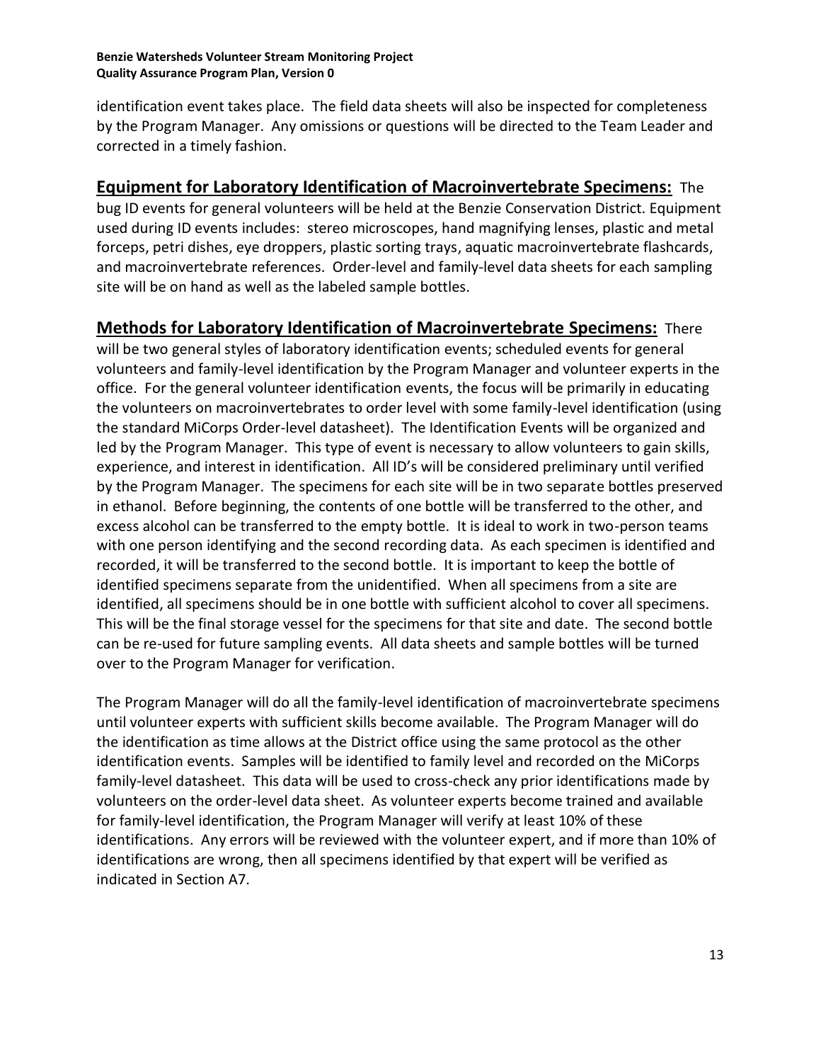identification event takes place. The field data sheets will also be inspected for completeness by the Program Manager. Any omissions or questions will be directed to the Team Leader and corrected in a timely fashion.

**Equipment for Laboratory Identification of Macroinvertebrate Specimens:** The bug ID events for general volunteers will be held at the Benzie Conservation District. Equipment used during ID events includes: stereo microscopes, hand magnifying lenses, plastic and metal forceps, petri dishes, eye droppers, plastic sorting trays, aquatic macroinvertebrate flashcards, and macroinvertebrate references. Order-level and family-level data sheets for each sampling site will be on hand as well as the labeled sample bottles.

**Methods for Laboratory Identification of Macroinvertebrate Specimens:** There will be two general styles of laboratory identification events; scheduled events for general volunteers and family-level identification by the Program Manager and volunteer experts in the office. For the general volunteer identification events, the focus will be primarily in educating the volunteers on macroinvertebrates to order level with some family-level identification (using the standard MiCorps Order-level datasheet). The Identification Events will be organized and led by the Program Manager. This type of event is necessary to allow volunteers to gain skills, experience, and interest in identification. All ID's will be considered preliminary until verified by the Program Manager. The specimens for each site will be in two separate bottles preserved in ethanol. Before beginning, the contents of one bottle will be transferred to the other, and excess alcohol can be transferred to the empty bottle. It is ideal to work in two-person teams with one person identifying and the second recording data. As each specimen is identified and recorded, it will be transferred to the second bottle. It is important to keep the bottle of identified specimens separate from the unidentified. When all specimens from a site are identified, all specimens should be in one bottle with sufficient alcohol to cover all specimens. This will be the final storage vessel for the specimens for that site and date. The second bottle can be re-used for future sampling events. All data sheets and sample bottles will be turned over to the Program Manager for verification.

The Program Manager will do all the family-level identification of macroinvertebrate specimens until volunteer experts with sufficient skills become available. The Program Manager will do the identification as time allows at the District office using the same protocol as the other identification events. Samples will be identified to family level and recorded on the MiCorps family-level datasheet. This data will be used to cross-check any prior identifications made by volunteers on the order-level data sheet. As volunteer experts become trained and available for family-level identification, the Program Manager will verify at least 10% of these identifications. Any errors will be reviewed with the volunteer expert, and if more than 10% of identifications are wrong, then all specimens identified by that expert will be verified as indicated in Section A7.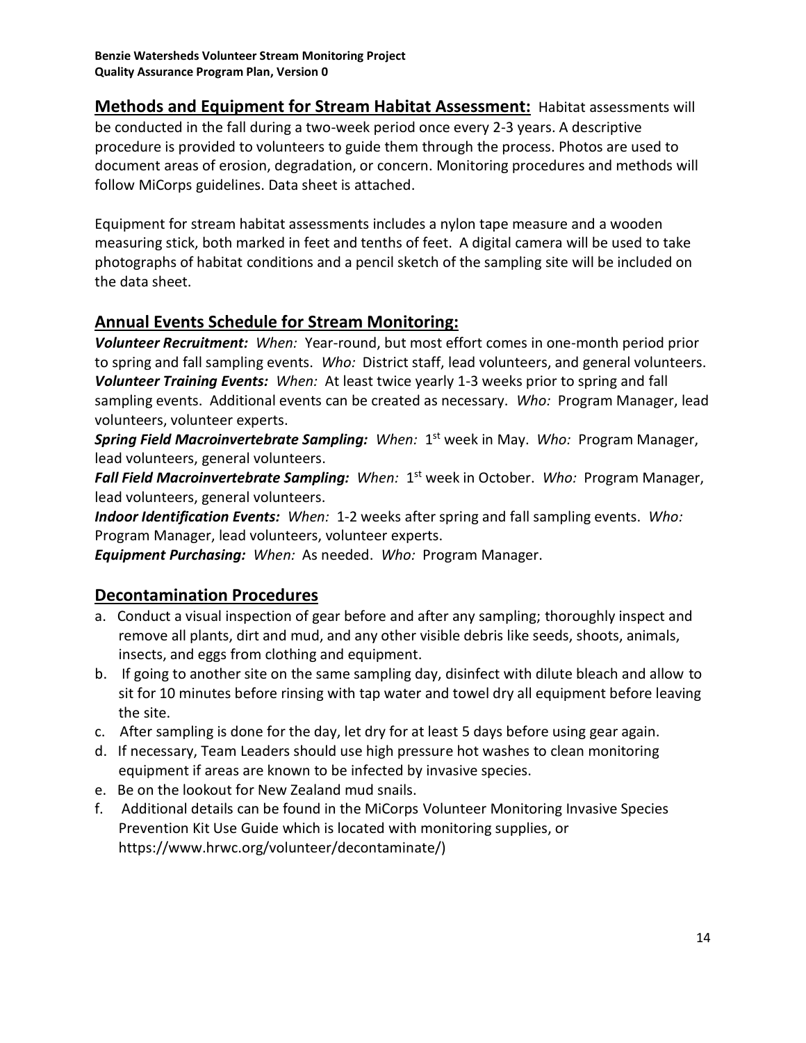**Methods and Equipment for Stream Habitat Assessment:** Habitat assessments will be conducted in the fall during a two-week period once every 2-3 years. A descriptive procedure is provided to volunteers to guide them through the process. Photos are used to document areas of erosion, degradation, or concern. Monitoring procedures and methods will follow MiCorps guidelines. Data sheet is attached.

Equipment for stream habitat assessments includes a nylon tape measure and a wooden measuring stick, both marked in feet and tenths of feet. A digital camera will be used to take photographs of habitat conditions and a pencil sketch of the sampling site will be included on the data sheet.

## Annual Events Schedule for Stream Monitoring:

***Volunteer Recruitment:*** *When:* Year-round, but most effort comes in one-month period prior to spring and fall sampling events. *Who:* District staff, lead volunteers, and general volunteers.
***Volunteer Training Events:*** *When:* At least twice yearly 1-3 weeks prior to spring and fall sampling events. Additional events can be created as necessary. *Who:* Program Manager, lead volunteers, volunteer experts.
***Spring Field Macroinvertebrate Sampling:*** *When:* 1st week in May. *Who:* Program Manager, lead volunteers, general volunteers.
***Fall Field Macroinvertebrate Sampling:*** *When:* 1st week in October. *Who:* Program Manager, lead volunteers, general volunteers.
***Indoor Identification Events:*** *When:* 1-2 weeks after spring and fall sampling events. *Who:* Program Manager, lead volunteers, volunteer experts.
***Equipment Purchasing:*** *When:* As needed. *Who:* Program Manager.

## Decontamination Procedures

a. Conduct a visual inspection of gear before and after any sampling; thoroughly inspect and remove all plants, dirt and mud, and any other visible debris like seeds, shoots, animals, insects, and eggs from clothing and equipment.
b. If going to another site on the same sampling day, disinfect with dilute bleach and allow to sit for 10 minutes before rinsing with tap water and towel dry all equipment before leaving the site.
c. After sampling is done for the day, let dry for at least 5 days before using gear again.
d. If necessary, Team Leaders should use high pressure hot washes to clean monitoring equipment if areas are known to be infected by invasive species.
e. Be on the lookout for New Zealand mud snails.
f. Additional details can be found in the MiCorps Volunteer Monitoring Invasive Species Prevention Kit Use Guide which is located with monitoring supplies, or https://www.hrwc.org/volunteer/decontaminate/)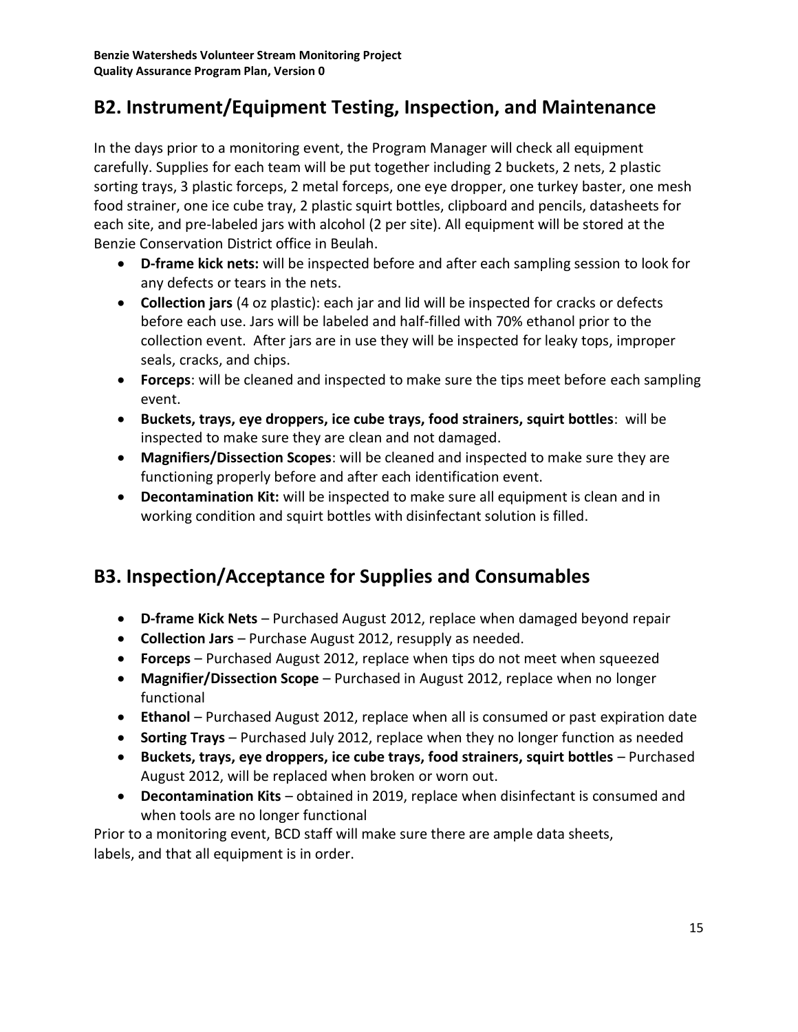## B2. Instrument/Equipment Testing, Inspection, and Maintenance

In the days prior to a monitoring event, the Program Manager will check all equipment carefully. Supplies for each team will be put together including 2 buckets, 2 nets, 2 plastic sorting trays, 3 plastic forceps, 2 metal forceps, one eye dropper, one turkey baster, one mesh food strainer, one ice cube tray, 2 plastic squirt bottles, clipboard and pencils, datasheets for each site, and pre-labeled jars with alcohol (2 per site). All equipment will be stored at the Benzie Conservation District office in Beulah.

- **D-frame kick nets:** will be inspected before and after each sampling session to look for any defects or tears in the nets.
- **Collection jars** (4 oz plastic): each jar and lid will be inspected for cracks or defects before each use. Jars will be labeled and half-filled with 70% ethanol prior to the collection event. After jars are in use they will be inspected for leaky tops, improper seals, cracks, and chips.
- **Forceps**: will be cleaned and inspected to make sure the tips meet before each sampling event.
- **Buckets, trays, eye droppers, ice cube trays, food strainers, squirt bottles**: will be inspected to make sure they are clean and not damaged.
- **Magnifiers/Dissection Scopes**: will be cleaned and inspected to make sure they are functioning properly before and after each identification event.
- **Decontamination Kit:** will be inspected to make sure all equipment is clean and in working condition and squirt bottles with disinfectant solution is filled.

## B3. Inspection/Acceptance for Supplies and Consumables

- **D-frame Kick Nets** – Purchased August 2012, replace when damaged beyond repair
- **Collection Jars** – Purchase August 2012, resupply as needed.
- **Forceps** – Purchased August 2012, replace when tips do not meet when squeezed
- **Magnifier/Dissection Scope** – Purchased in August 2012, replace when no longer functional
- **Ethanol** – Purchased August 2012, replace when all is consumed or past expiration date
- **Sorting Trays** – Purchased July 2012, replace when they no longer function as needed
- **Buckets, trays, eye droppers, ice cube trays, food strainers, squirt bottles** – Purchased August 2012, will be replaced when broken or worn out.
- **Decontamination Kits** – obtained in 2019, replace when disinfectant is consumed and when tools are no longer functional

Prior to a monitoring event, BCD staff will make sure there are ample data sheets, labels, and that all equipment is in order.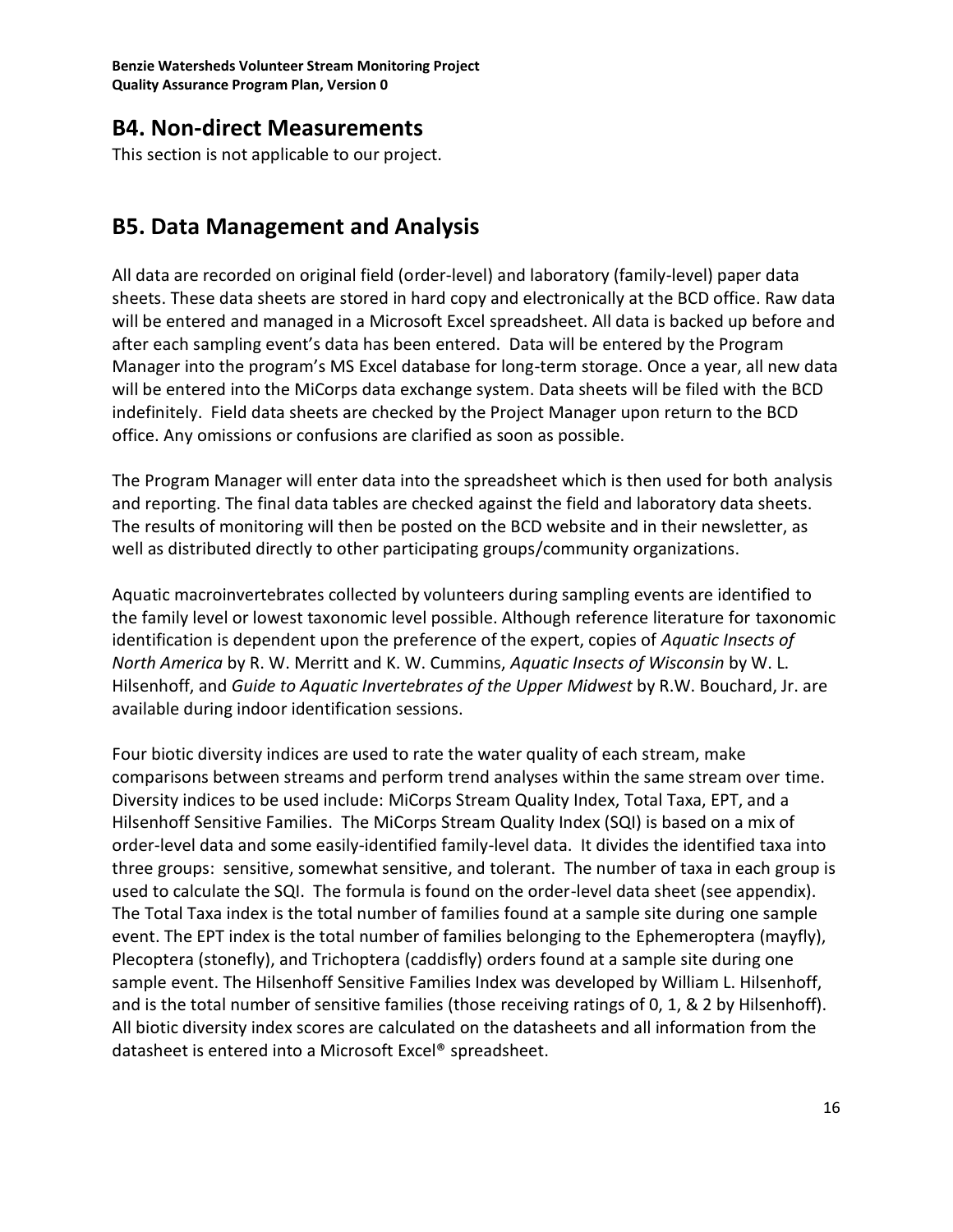## B4. Non-direct Measurements

This section is not applicable to our project.

## B5. Data Management and Analysis

All data are recorded on original field (order-level) and laboratory (family-level) paper data sheets. These data sheets are stored in hard copy and electronically at the BCD office. Raw data will be entered and managed in a Microsoft Excel spreadsheet. All data is backed up before and after each sampling event's data has been entered. Data will be entered by the Program Manager into the program's MS Excel database for long-term storage. Once a year, all new data will be entered into the MiCorps data exchange system. Data sheets will be filed with the BCD indefinitely. Field data sheets are checked by the Project Manager upon return to the BCD office. Any omissions or confusions are clarified as soon as possible.

The Program Manager will enter data into the spreadsheet which is then used for both analysis and reporting. The final data tables are checked against the field and laboratory data sheets. The results of monitoring will then be posted on the BCD website and in their newsletter, as well as distributed directly to other participating groups/community organizations.

Aquatic macroinvertebrates collected by volunteers during sampling events are identified to the family level or lowest taxonomic level possible. Although reference literature for taxonomic identification is dependent upon the preference of the expert, copies of *Aquatic Insects of North America* by R. W. Merritt and K. W. Cummins, *Aquatic Insects of Wisconsin* by W. L. Hilsenhoff, and *Guide to Aquatic Invertebrates of the Upper Midwest* by R.W. Bouchard, Jr. are available during indoor identification sessions.

Four biotic diversity indices are used to rate the water quality of each stream, make comparisons between streams and perform trend analyses within the same stream over time. Diversity indices to be used include: MiCorps Stream Quality Index, Total Taxa, EPT, and a Hilsenhoff Sensitive Families. The MiCorps Stream Quality Index (SQI) is based on a mix of order-level data and some easily-identified family-level data. It divides the identified taxa into three groups: sensitive, somewhat sensitive, and tolerant. The number of taxa in each group is used to calculate the SQI. The formula is found on the order-level data sheet (see appendix). The Total Taxa index is the total number of families found at a sample site during one sample event. The EPT index is the total number of families belonging to the Ephemeroptera (mayfly), Plecoptera (stonefly), and Trichoptera (caddisfly) orders found at a sample site during one sample event. The Hilsenhoff Sensitive Families Index was developed by William L. Hilsenhoff, and is the total number of sensitive families (those receiving ratings of 0, 1, & 2 by Hilsenhoff). All biotic diversity index scores are calculated on the datasheets and all information from the datasheet is entered into a Microsoft Excel® spreadsheet.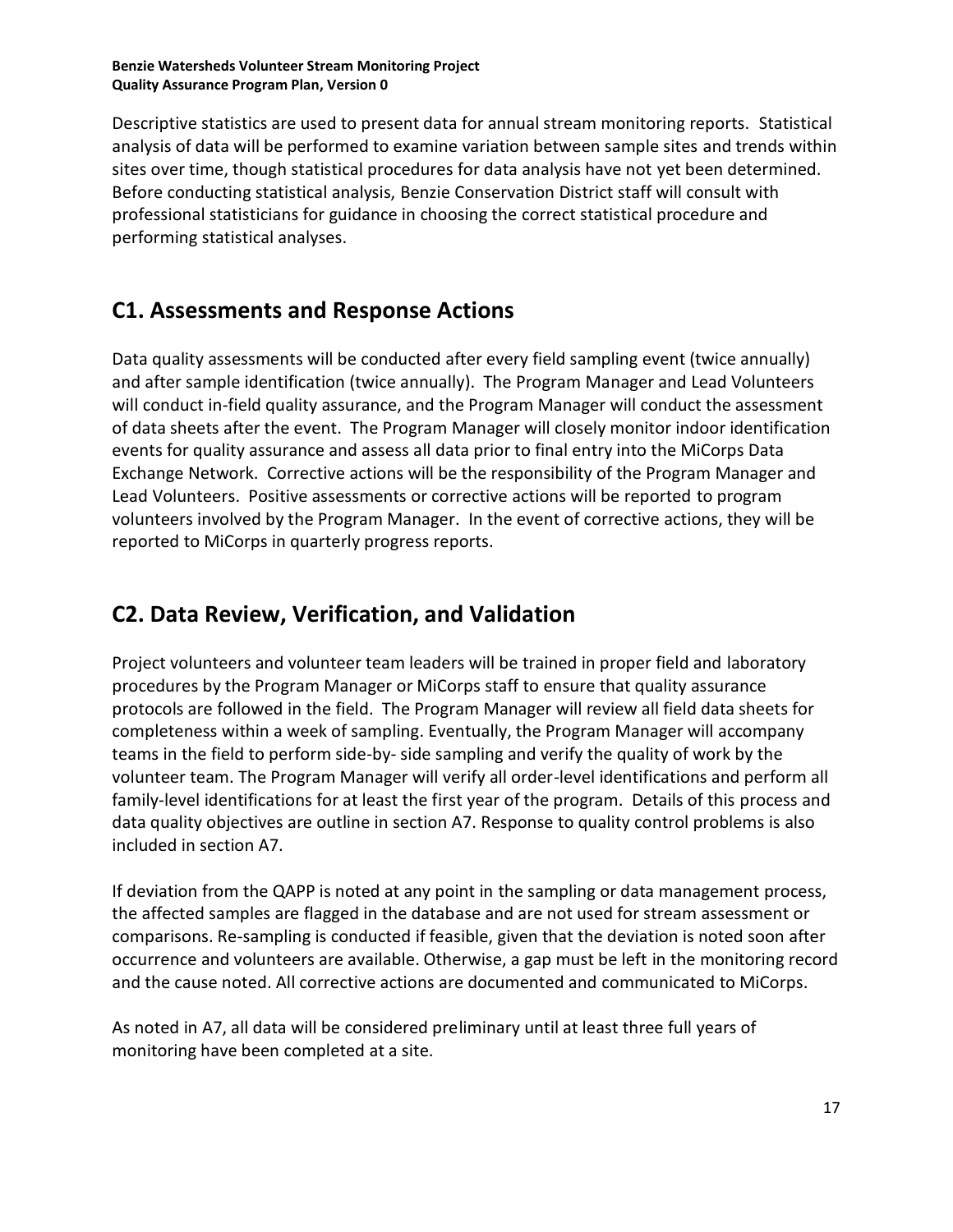Descriptive statistics are used to present data for annual stream monitoring reports. Statistical analysis of data will be performed to examine variation between sample sites and trends within sites over time, though statistical procedures for data analysis have not yet been determined. Before conducting statistical analysis, Benzie Conservation District staff will consult with professional statisticians for guidance in choosing the correct statistical procedure and performing statistical analyses.

## C1. Assessments and Response Actions

Data quality assessments will be conducted after every field sampling event (twice annually) and after sample identification (twice annually). The Program Manager and Lead Volunteers will conduct in-field quality assurance, and the Program Manager will conduct the assessment of data sheets after the event. The Program Manager will closely monitor indoor identification events for quality assurance and assess all data prior to final entry into the MiCorps Data Exchange Network. Corrective actions will be the responsibility of the Program Manager and Lead Volunteers. Positive assessments or corrective actions will be reported to program volunteers involved by the Program Manager. In the event of corrective actions, they will be reported to MiCorps in quarterly progress reports.

## C2. Data Review, Verification, and Validation

Project volunteers and volunteer team leaders will be trained in proper field and laboratory procedures by the Program Manager or MiCorps staff to ensure that quality assurance protocols are followed in the field. The Program Manager will review all field data sheets for completeness within a week of sampling. Eventually, the Program Manager will accompany teams in the field to perform side-by- side sampling and verify the quality of work by the volunteer team. The Program Manager will verify all order-level identifications and perform all family-level identifications for at least the first year of the program. Details of this process and data quality objectives are outline in section A7. Response to quality control problems is also included in section A7.

If deviation from the QAPP is noted at any point in the sampling or data management process, the affected samples are flagged in the database and are not used for stream assessment or comparisons. Re-sampling is conducted if feasible, given that the deviation is noted soon after occurrence and volunteers are available. Otherwise, a gap must be left in the monitoring record and the cause noted. All corrective actions are documented and communicated to MiCorps.

As noted in A7, all data will be considered preliminary until at least three full years of monitoring have been completed at a site.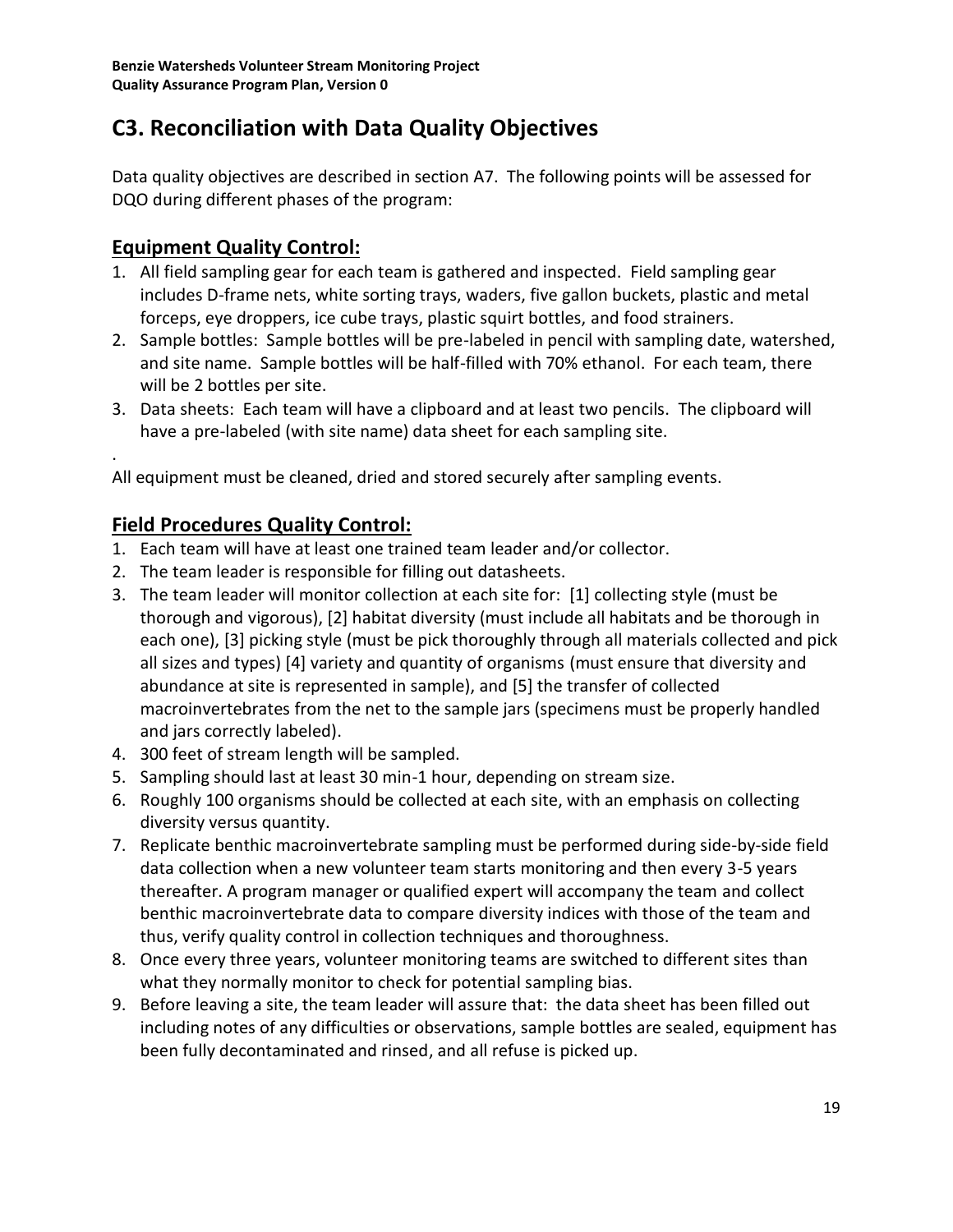# C3. Reconciliation with Data Quality Objectives

Data quality objectives are described in section A7. The following points will be assessed for DQO during different phases of the program:

## Equipment Quality Control:

1. All field sampling gear for each team is gathered and inspected. Field sampling gear includes D-frame nets, white sorting trays, waders, five gallon buckets, plastic and metal forceps, eye droppers, ice cube trays, plastic squirt bottles, and food strainers.
2. Sample bottles: Sample bottles will be pre-labeled in pencil with sampling date, watershed, and site name. Sample bottles will be half-filled with 70% ethanol. For each team, there will be 2 bottles per site.
3. Data sheets: Each team will have a clipboard and at least two pencils. The clipboard will have a pre-labeled (with site name) data sheet for each sampling site.

.

All equipment must be cleaned, dried and stored securely after sampling events.

## Field Procedures Quality Control:

1. Each team will have at least one trained team leader and/or collector.
2. The team leader is responsible for filling out datasheets.
3. The team leader will monitor collection at each site for: [1] collecting style (must be thorough and vigorous), [2] habitat diversity (must include all habitats and be thorough in each one), [3] picking style (must be pick thoroughly through all materials collected and pick all sizes and types) [4] variety and quantity of organisms (must ensure that diversity and abundance at site is represented in sample), and [5] the transfer of collected macroinvertebrates from the net to the sample jars (specimens must be properly handled and jars correctly labeled).
4. 300 feet of stream length will be sampled.
5. Sampling should last at least 30 min-1 hour, depending on stream size.
6. Roughly 100 organisms should be collected at each site, with an emphasis on collecting diversity versus quantity.
7. Replicate benthic macroinvertebrate sampling must be performed during side-by-side field data collection when a new volunteer team starts monitoring and then every 3-5 years thereafter. A program manager or qualified expert will accompany the team and collect benthic macroinvertebrate data to compare diversity indices with those of the team and thus, verify quality control in collection techniques and thoroughness.
8. Once every three years, volunteer monitoring teams are switched to different sites than what they normally monitor to check for potential sampling bias.
9. Before leaving a site, the team leader will assure that: the data sheet has been filled out including notes of any difficulties or observations, sample bottles are sealed, equipment has been fully decontaminated and rinsed, and all refuse is picked up.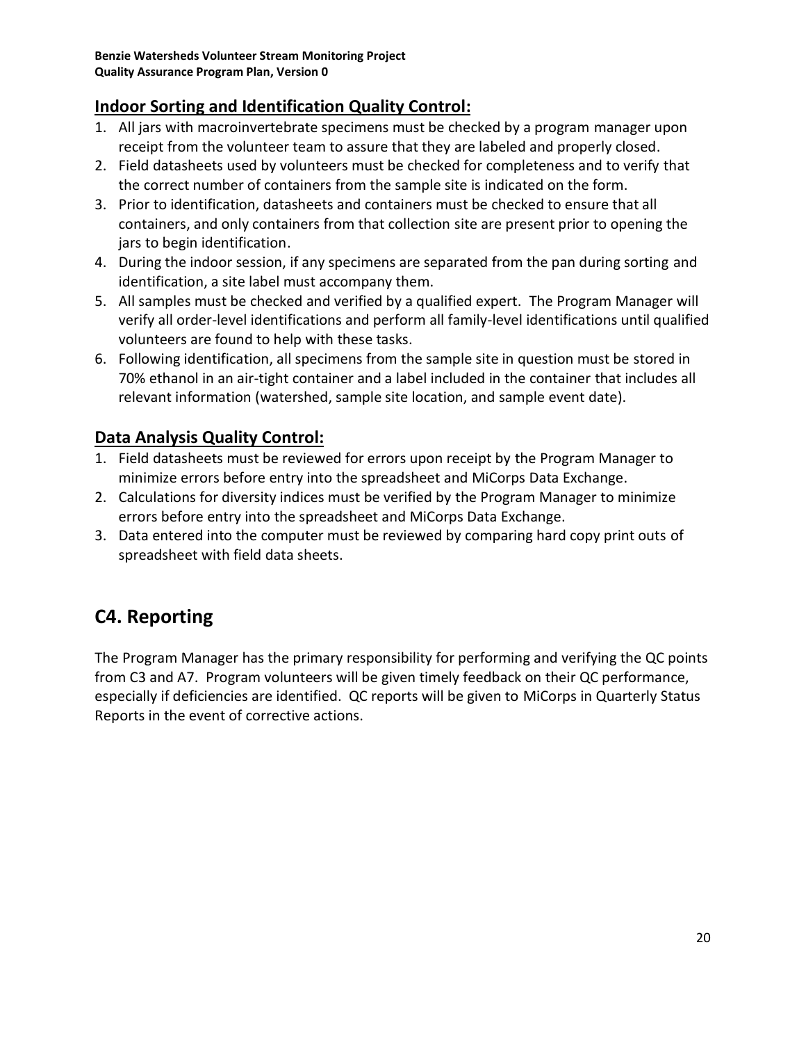### Indoor Sorting and Identification Quality Control:

1. All jars with macroinvertebrate specimens must be checked by a program manager upon receipt from the volunteer team to assure that they are labeled and properly closed.
2. Field datasheets used by volunteers must be checked for completeness and to verify that the correct number of containers from the sample site is indicated on the form.
3. Prior to identification, datasheets and containers must be checked to ensure that all containers, and only containers from that collection site are present prior to opening the jars to begin identification.
4. During the indoor session, if any specimens are separated from the pan during sorting and identification, a site label must accompany them.
5. All samples must be checked and verified by a qualified expert. The Program Manager will verify all order-level identifications and perform all family-level identifications until qualified volunteers are found to help with these tasks.
6. Following identification, all specimens from the sample site in question must be stored in 70% ethanol in an air-tight container and a label included in the container that includes all relevant information (watershed, sample site location, and sample event date).

### Data Analysis Quality Control:

1. Field datasheets must be reviewed for errors upon receipt by the Program Manager to minimize errors before entry into the spreadsheet and MiCorps Data Exchange.
2. Calculations for diversity indices must be verified by the Program Manager to minimize errors before entry into the spreadsheet and MiCorps Data Exchange.
3. Data entered into the computer must be reviewed by comparing hard copy print outs of spreadsheet with field data sheets.

## C4. Reporting

The Program Manager has the primary responsibility for performing and verifying the QC points from C3 and A7. Program volunteers will be given timely feedback on their QC performance, especially if deficiencies are identified. QC reports will be given to MiCorps in Quarterly Status Reports in the event of corrective actions.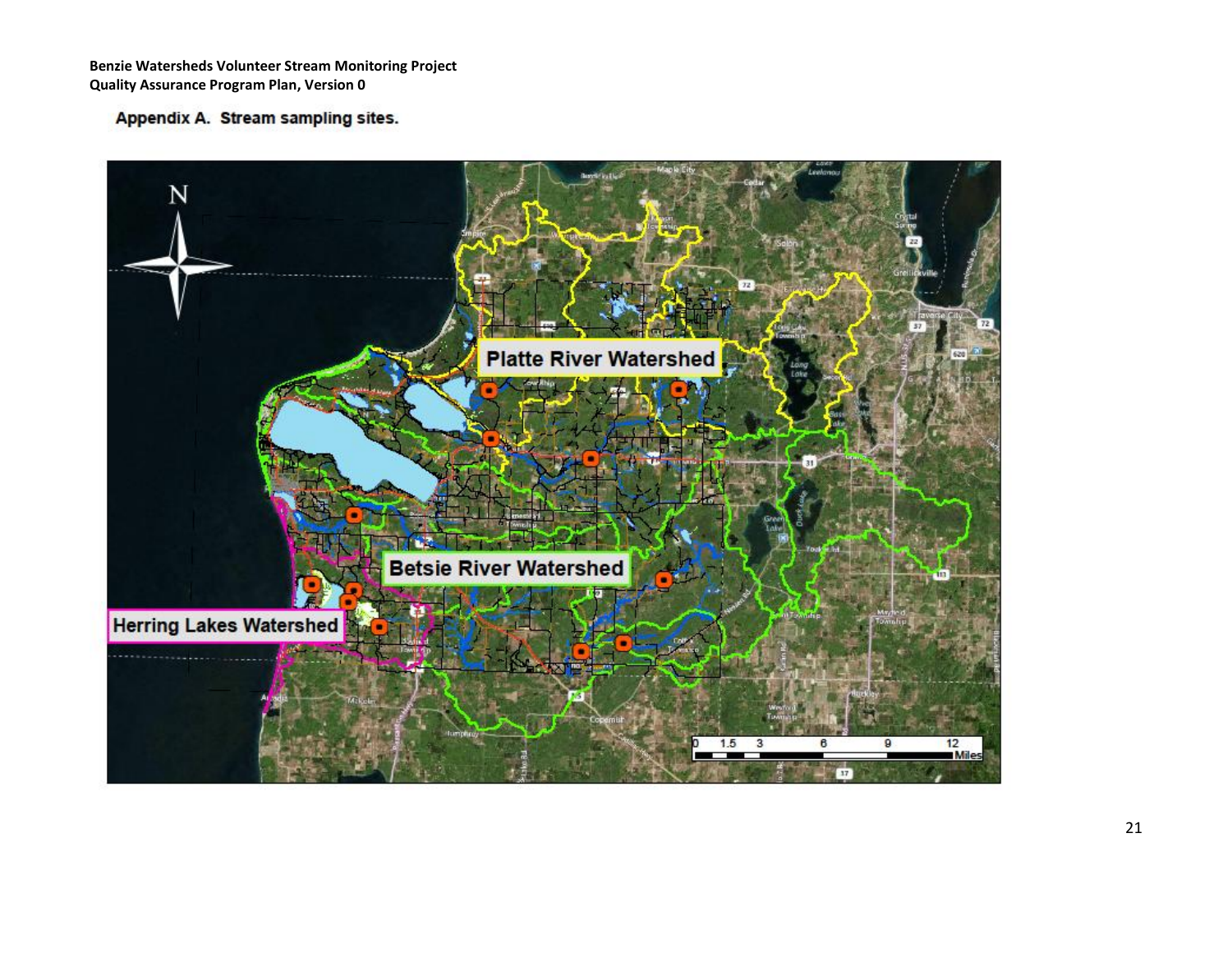Appendix A. Stream sampling sites.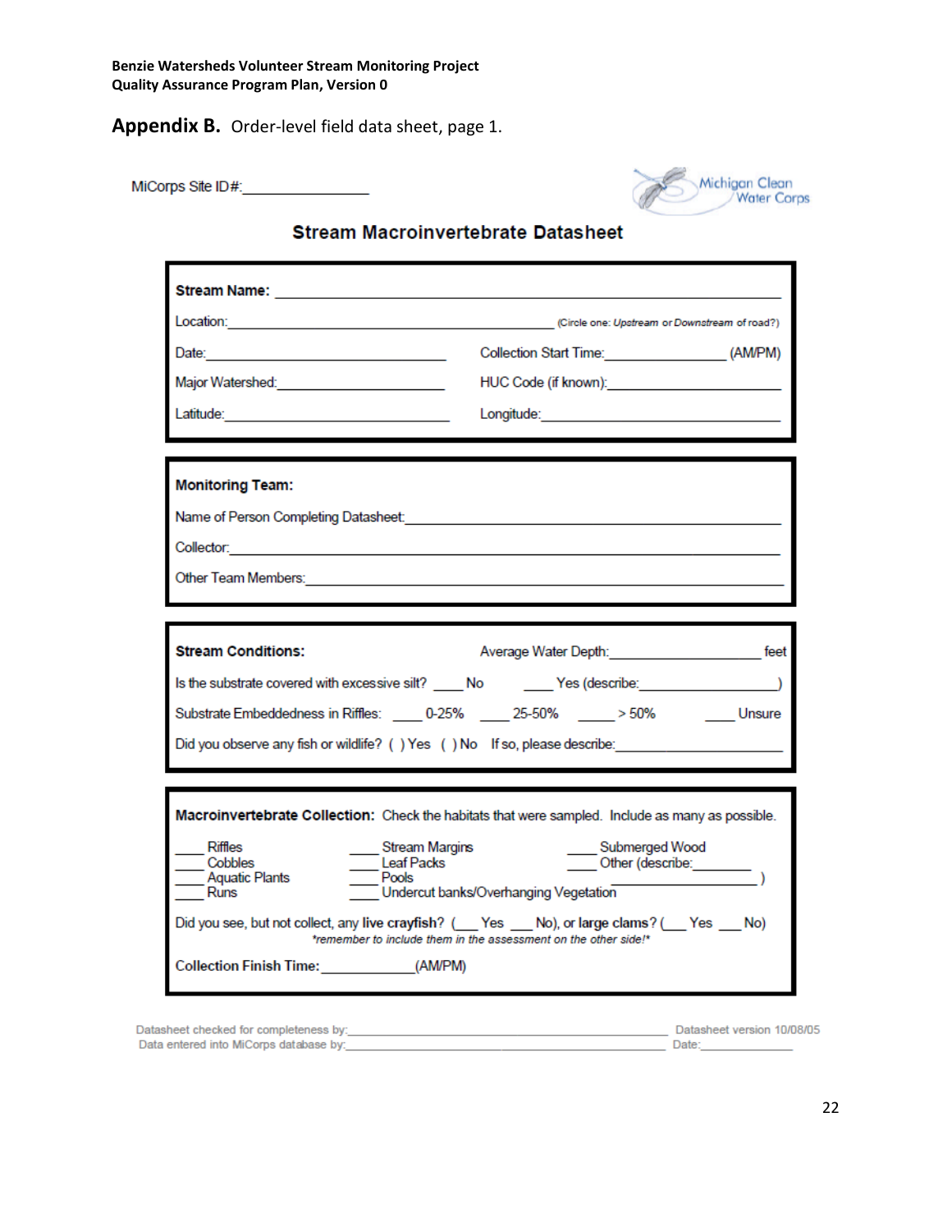**Benzie Watersheds Volunteer Stream Monitoring Project**
**Quality Assurance Program Plan, Version 0**

## Appendix B. Order-level field data sheet, page 1.

MiCorps Site ID#:________________

Michigan Clean Water Corps

### Stream Macroinvertebrate Datasheet

**Stream Name:** ______________________________________________

Location:______________________________________ (Circle one: *Upstream* or *Downstream* of road?)

Date:______________________________ Collection Start Time:________________ (AM/PM)

Major Watershed:_________________________ HUC Code (if known):______________________

Latitude:______________________________ Longitude:______________________________

**Monitoring Team:**

Name of Person Completing Datasheet:______________________________________________

Collector:______________________________________________

Other Team Members:______________________________________________

**Stream Conditions:** Average Water Depth:___________________ feet

Is the substrate covered with excessive silt? ____ No ____ Yes (describe:___________________)

Substrate Embeddedness in Riffles: ____ 0-25% ____ 25-50% _____ > 50% ____ Unsure

Did you observe any fish or wildlife? ( ) Yes ( ) No If so, please describe:______________________

**Macroinvertebrate Collection:** Check the habitats that were sampled. Include as many as possible.

____ Riffles
____ Cobbles
____ Aquatic Plants
____ Runs
____ Stream Margins
____ Leaf Packs
____ Pools
____ Undercut banks/Overhanging Vegetation
____ Submerged Wood
____ Other (describe:________ ________________________)

Did you see, but not collect, any **live crayfish**? (___ Yes ___ No), or **large clams**? (___ Yes ___ No)
*\*remember to include them in the assessment on the other side!\**

**Collection Finish Time:**____________(AM/PM)

Datasheet checked for completeness by:______________________________________________ Datasheet version 10/08/05
Data entered into MiCorps database by:______________________________________________ Date:______________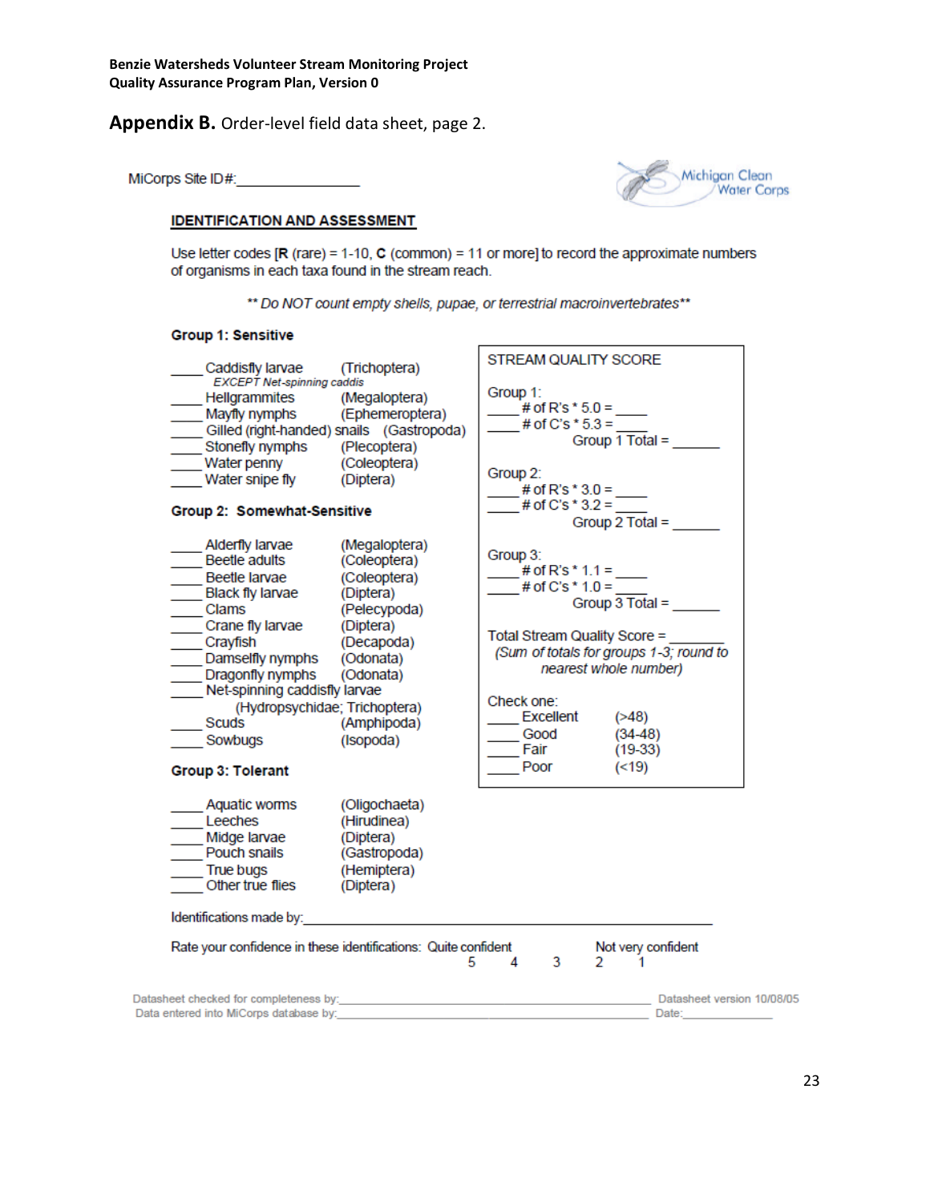**Appendix B.** Order-level field data sheet, page 2.

MiCorps Site ID#:________________

Michigan Clean Water Corps

**IDENTIFICATION AND ASSESSMENT**

Use letter codes [**R** (rare) = 1-10, **C** (common) = 11 or more] to record the approximate numbers of organisms in each taxa found in the stream reach.

*** Do NOT count empty shells, pupae, or terrestrial macroinvertebrates***

**Group 1: Sensitive**

____ Caddisfly larvae (Trichoptera)
*EXCEPT Net-spinning caddis*
____ Hellgrammites (Megaloptera)
____ Mayfly nymphs (Ephemeroptera)
____ Gilled (right-handed) snails (Gastropoda)
____ Stonefly nymphs (Plecoptera)
____ Water penny (Coleoptera)
____ Water snipe fly (Diptera)

**Group 2: Somewhat-Sensitive**

____ Alderfly larvae (Megaloptera)
____ Beetle adults (Coleoptera)
____ Beetle larvae (Coleoptera)
____ Black fly larvae (Diptera)
____ Clams (Pelecypoda)
____ Crane fly larvae (Diptera)
____ Crayfish (Decapoda)
____ Damselfly nymphs (Odonata)
____ Dragonfly nymphs (Odonata)
____ Net-spinning caddisfly larvae
(Hydropsychidae; Trichoptera)
____ Scuds (Amphipoda)
____ Sowbugs (Isopoda)

**Group 3: Tolerant**

____ Aquatic worms (Oligochaeta)
____ Leeches (Hirudinea)
____ Midge larvae (Diptera)
____ Pouch snails (Gastropoda)
____ True bugs (Hemiptera)
____ Other true flies (Diptera)

STREAM QUALITY SCORE

Group 1:
____ # of R's * 5.0 = ____
____ # of C's * 5.3 = ____
Group 1 Total = ______

Group 2:
____ # of R's * 3.0 = ____
____ # of C's * 3.2 = ____
Group 2 Total = ______

Group 3:
____ # of R's * 1.1 = ____
____ # of C's * 1.0 = ____
Group 3 Total = ______

Total Stream Quality Score = _______
*(Sum of totals for groups 1-3; round to nearest whole number)*

Check one:
____ Excellent (>48)
____ Good (34-48)
____ Fair (19-33)
____ Poor (<19)

Identifications made by:________________________________________________

Rate your confidence in these identifications: Quite confident 5 4 3 2 1 Not very confident

Datasheet checked for completeness by:________________________________ Datasheet version 10/08/05
Data entered into MiCorps database by:________________________________ Date:____________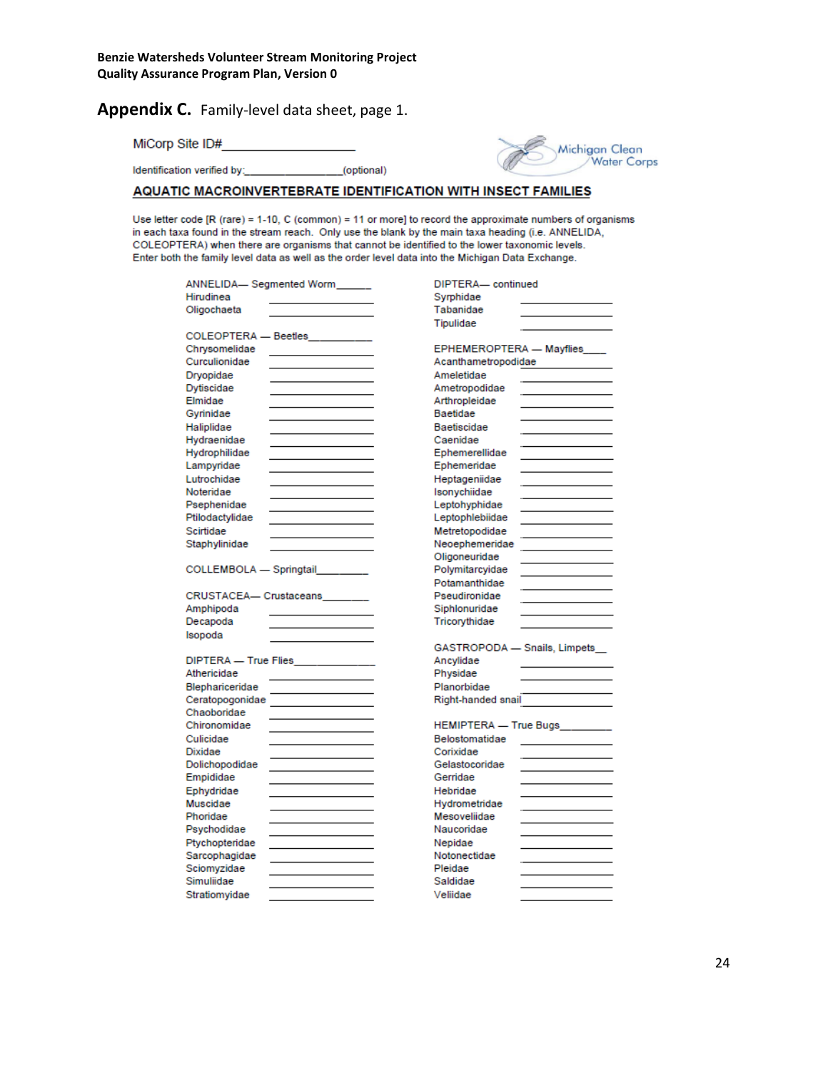**Benzie Watersheds Volunteer Stream Monitoring Project**
**Quality Assurance Program Plan, Version 0**

## Appendix C. Family-level data sheet, page 1.

MiCorp Site ID#____________________

Identification verified by:________________(optional)

Michigan Clean Water Corps

### AQUATIC MACROINVERTEBRATE IDENTIFICATION WITH INSECT FAMILIES

Use letter code [R (rare) = 1-10, C (common) = 11 or more] to record the approximate numbers of organisms in each taxa found in the stream reach. Only use the blank by the main taxa heading (i.e. ANNELIDA, COLEOPTERA) when there are organisms that cannot be identified to the lower taxonomic levels. Enter both the family level data as well as the order level data into the Michigan Data Exchange.

ANNELIDA— Segmented Worm______
- Hirudinea ____________
- Oligochaeta ____________

COLEOPTERA — Beetles__________
- Chrysomelidae ____________
- Curculionidae ____________
- Dryopidae ____________
- Dytiscidae ____________
- Elmidae ____________
- Gyrinidae ____________
- Haliplidae ____________
- Hydraenidae ____________
- Hydrophilidae ____________
- Lampyridae ____________
- Lutrochidae ____________
- Noteridae ____________
- Psephenidae ____________
- Ptilodactylidae ____________
- Scirtidae ____________
- Staphylinidae ____________

COLLEMBOLA — Springtail_________

CRUSTACEA— Crustaceans________
- Amphipoda ____________
- Decapoda ____________
- Isopoda ____________

DIPTERA — True Flies____________
- Athericidae ____________
- Blephariceridae ____________
- Ceratopogonidae ____________
- Chaoboridae ____________
- Chironomidae ____________
- Culicidae ____________
- Dixidae ____________
- Dolichopodidae ____________
- Empididae ____________
- Ephydridae ____________
- Muscidae ____________
- Phoridae ____________
- Psychodidae ____________
- Ptychopteridae ____________
- Sarcophagidae ____________
- Sciomyzidae ____________
- Simuliidae ____________
- Stratiomyidae ____________

DIPTERA— continued
- Syrphidae ____________
- Tabanidae ____________
- Tipulidae ____________

EPHEMEROPTERA — Mayflies____
- Acanthametropodidae ____________
- Ameletidae ____________
- Ametropodidae ____________
- Arthropleidae ____________
- Baetidae ____________
- Baetiscidae ____________
- Caenidae ____________
- Ephemerellidae ____________
- Ephemeridae ____________
- Heptageniidae ____________
- Isonychiidae ____________
- Leptohyphidae ____________
- Leptophlebiidae ____________
- Metretopodidae ____________
- Neoephemeridae ____________
- Oligoneuridae ____________
- Polymitarcyidae ____________
- Potamanthidae ____________
- Pseudironidae ____________
- Siphlonuridae ____________
- Tricorythidae ____________

GASTROPODA — Snails, Limpets__
- Ancylidae ____________
- Physidae ____________
- Planorbidae ____________
- Right-handed snail ____________

HEMIPTERA — True Bugs_________
- Belostomatidae ____________
- Corixidae ____________
- Gelastocoridae ____________
- Gerridae ____________
- Hebridae ____________
- Hydrometridae ____________
- Mesoveliidae ____________
- Naucoridae ____________
- Nepidae ____________
- Notonectidae ____________
- Pleidae ____________
- Saldidae ____________
- Veliidae ____________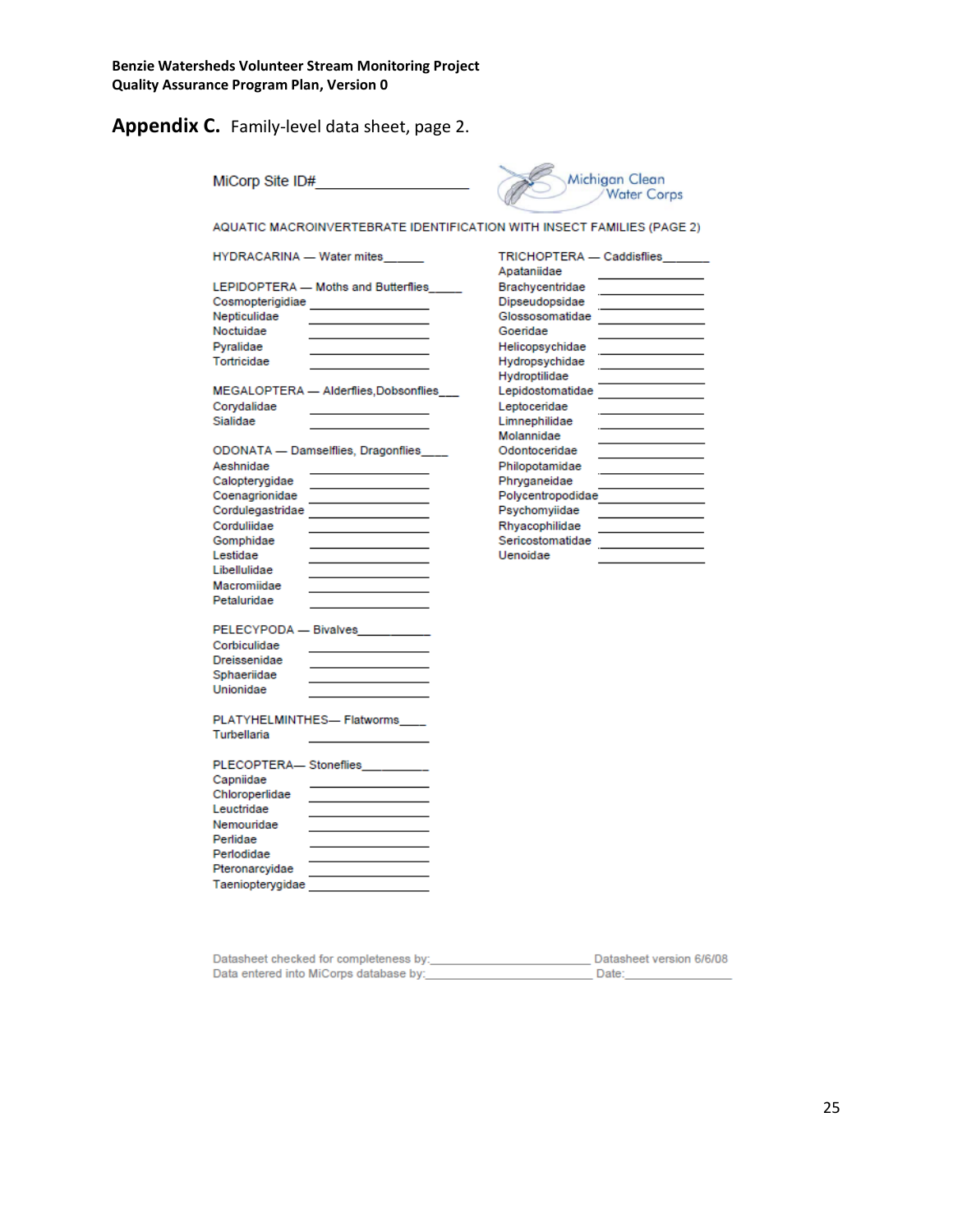Benzie Watersheds Volunteer Stream Monitoring Project
Quality Assurance Program Plan, Version 0

## Appendix C. Family-level data sheet, page 2.

MiCorp Site ID#____________________

Michigan Clean Water Corps

AQUATIC MACROINVERTEBRATE IDENTIFICATION WITH INSECT FAMILIES (PAGE 2)

HYDRACARINA — Water mites______

LEPIDOPTERA — Moths and Butterflies_____
Cosmopterigidiae ________________
Nepticulidae ________________
Noctuidae ________________
Pyralidae ________________
Tortricidae ________________

MEGALOPTERA — Alderflies,Dobsonflies___
Corydalidae ________________
Sialidae ________________

ODONATA — Damselflies, Dragonflies____
Aeshnidae ________________
Calopterygidae ________________
Coenagrionidae ________________
Cordulegastridae ________________
Corduliidae ________________
Gomphidae ________________
Lestidae ________________
Libellulidae ________________
Macromiidae ________________
Petaluridae ________________

PELECYPODA — Bivalves___________
Corbiculidae ________________
Dreissenidae ________________
Sphaeriidae ________________
Unionidae ________________

PLATYHELMINTHES— Flatworms____
Turbellaria ________________

PLECOPTERA— Stoneflies__________
Capniidae ________________
Chloroperlidae ________________
Leuctridae ________________
Nemouridae ________________
Perlidae ________________
Perlodidae ________________
Pteronarcyidae ________________
Taeniopterygidae ________________

TRICHOPTERA — Caddisflies_______
Apataniidae ________________
Brachycentridae ________________
Dipseudopsidae ________________
Glossosomatidae ________________
Goeridae ________________
Helicopsychidae ________________
Hydropsychidae ________________
Hydroptilidae ________________
Lepidostomatidae ________________
Leptoceridae ________________
Limnephilidae ________________
Molannidae ________________
Odontoceridae ________________
Philopotamidae ________________
Phryganeidae ________________
Polycentropodidae ________________
Psychomyiidae ________________
Rhyacophilidae ________________
Sericostomatidae ________________
Uenoidae ________________

Datasheet checked for completeness by:________________________ Datasheet version 6/6/08
Data entered into MiCorps database by:________________________ Date:________________